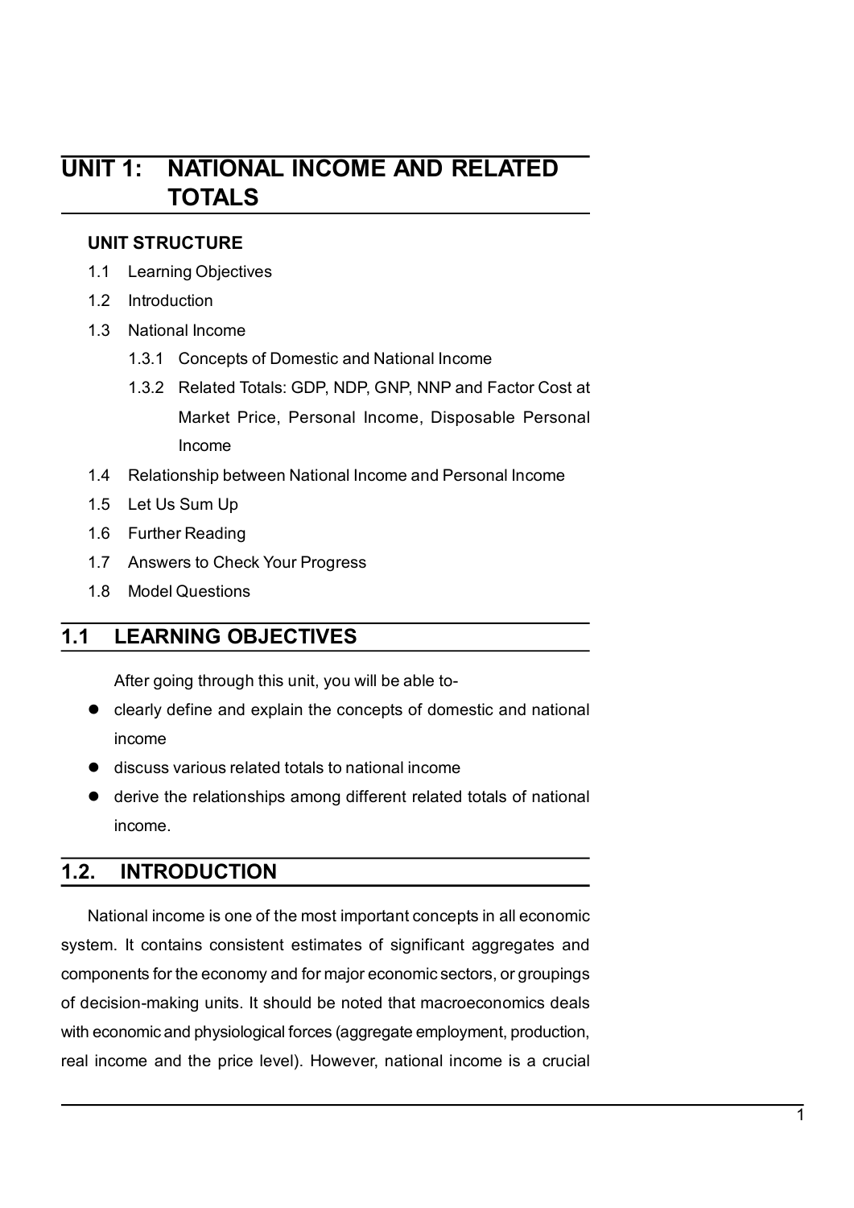# UNIT 1: NATIONAL INCOME AND RELATED TOTALS

**UNIT STRUCTURE**

1.1 Learning Objectives

1.2 Introduction

1.3 National Income

  1.3.1 Concepts of Domestic and National Income

  1.3.2 Related Totals: GDP, NDP, GNP, NNP and Factor Cost at Market Price, Personal Income, Disposable Personal Income

1.4 Relationship between National Income and Personal Income

1.5 Let Us Sum Up

1.6 Further Reading

1.7 Answers to Check Your Progress

1.8 Model Questions

## 1.1 LEARNING OBJECTIVES

After going through this unit, you will be able to-

- clearly define and explain the concepts of domestic and national income
- discuss various related totals to national income
- derive the relationships among different related totals of national income.

## 1.2. INTRODUCTION

National income is one of the most important concepts in all economic system. It contains consistent estimates of significant aggregates and components for the economy and for major economic sectors, or groupings of decision-making units. It should be noted that macroeconomics deals with economic and physiological forces (aggregate employment, production, real income and the price level). However, national income is a crucial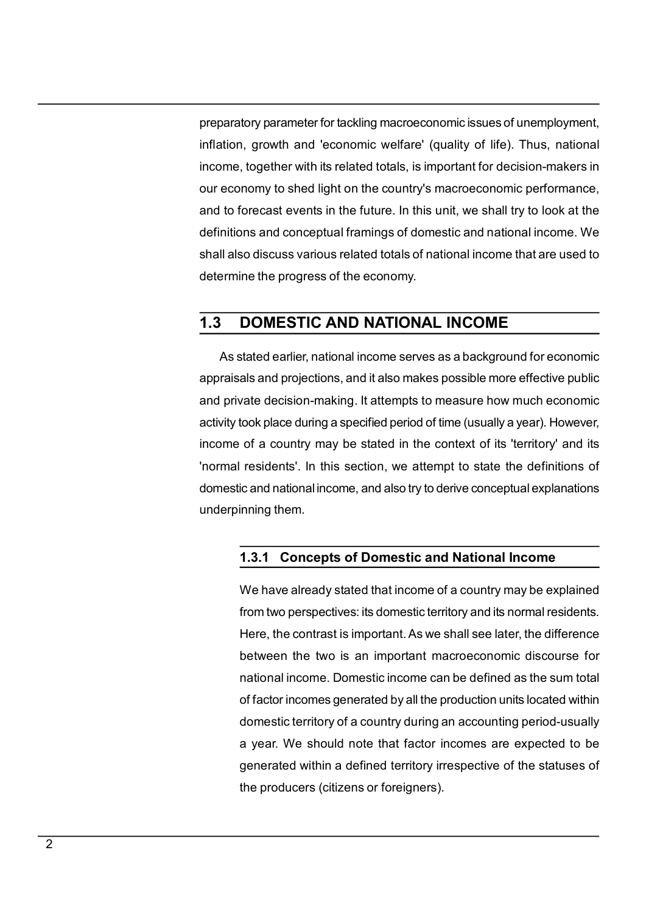preparatory parameter for tackling macroeconomic issues of unemployment, inflation, growth and 'economic welfare' (quality of life). Thus, national income, together with its related totals, is important for decision-makers in our economy to shed light on the country's macroeconomic performance, and to forecast events in the future. In this unit, we shall try to look at the definitions and conceptual framings of domestic and national income. We shall also discuss various related totals of national income that are used to determine the progress of the economy.

## 1.3 DOMESTIC AND NATIONAL INCOME

As stated earlier, national income serves as a background for economic appraisals and projections, and it also makes possible more effective public and private decision-making. It attempts to measure how much economic activity took place during a specified period of time (usually a year). However, income of a country may be stated in the context of its 'territory' and its 'normal residents'. In this section, we attempt to state the definitions of domestic and national income, and also try to derive conceptual explanations underpinning them.

### 1.3.1 Concepts of Domestic and National Income

We have already stated that income of a country may be explained from two perspectives: its domestic territory and its normal residents. Here, the contrast is important. As we shall see later, the difference between the two is an important macroeconomic discourse for national income. Domestic income can be defined as the sum total of factor incomes generated by all the production units located within domestic territory of a country during an accounting period-usually a year. We should note that factor incomes are expected to be generated within a defined territory irrespective of the statuses of the producers (citizens or foreigners).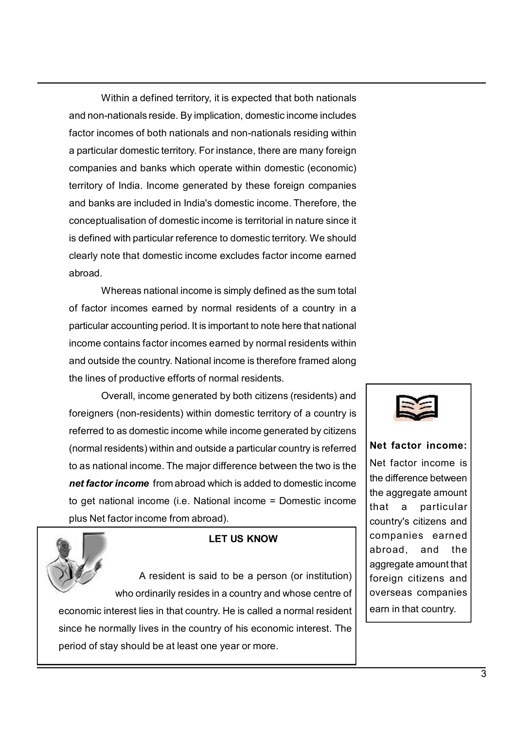Within a defined territory, it is expected that both nationals and non-nationals reside. By implication, domestic income includes factor incomes of both nationals and non-nationals residing within a particular domestic territory. For instance, there are many foreign companies and banks which operate within domestic (economic) territory of India. Income generated by these foreign companies and banks are included in India's domestic income. Therefore, the conceptualisation of domestic income is territorial in nature since it is defined with particular reference to domestic territory. We should clearly note that domestic income excludes factor income earned abroad.

Whereas national income is simply defined as the sum total of factor incomes earned by normal residents of a country in a particular accounting period. It is important to note here that national income contains factor incomes earned by normal residents within and outside the country. National income is therefore framed along the lines of productive efforts of normal residents.

Overall, income generated by both citizens (residents) and foreigners (non-residents) within domestic territory of a country is referred to as domestic income while income generated by citizens (normal residents) within and outside a particular country is referred to as national income. The major difference between the two is the ***net factor income*** from abroad which is added to domestic income to get national income (i.e. National income = Domestic income plus Net factor income from abroad).

**Net factor income:** Net factor income is the difference between the aggregate amount that a particular country's citizens and companies earned abroad, and the aggregate amount that foreign citizens and overseas companies earn in that country.

**LET US KNOW**

A resident is said to be a person (or institution) who ordinarily resides in a country and whose centre of economic interest lies in that country. He is called a normal resident since he normally lives in the country of his economic interest. The period of stay should be at least one year or more.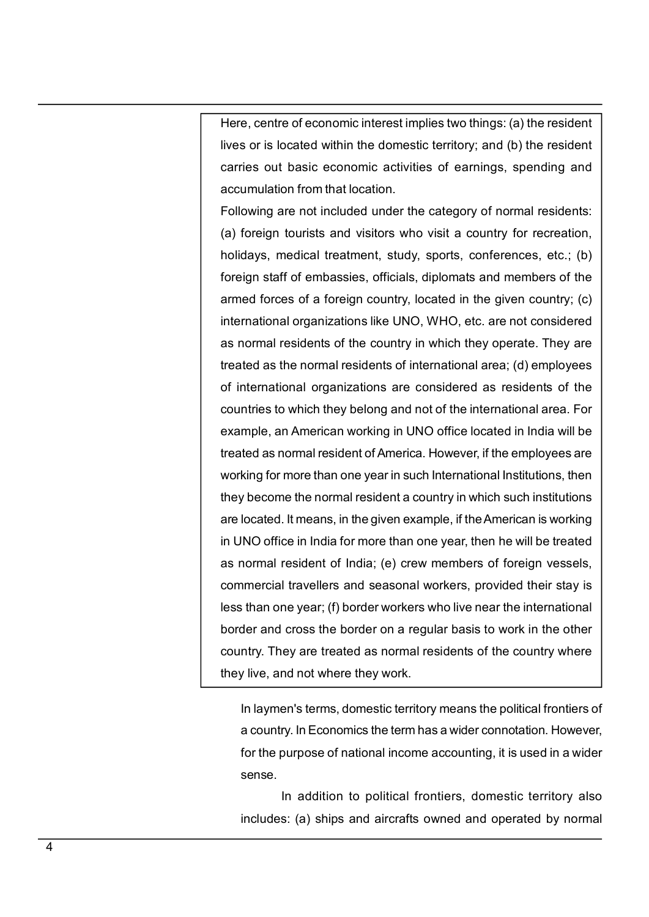Here, centre of economic interest implies two things: (a) the resident lives or is located within the domestic territory; and (b) the resident carries out basic economic activities of earnings, spending and accumulation from that location.

Following are not included under the category of normal residents: (a) foreign tourists and visitors who visit a country for recreation, holidays, medical treatment, study, sports, conferences, etc.; (b) foreign staff of embassies, officials, diplomats and members of the armed forces of a foreign country, located in the given country; (c) international organizations like UNO, WHO, etc. are not considered as normal residents of the country in which they operate. They are treated as the normal residents of international area; (d) employees of international organizations are considered as residents of the countries to which they belong and not of the international area. For example, an American working in UNO office located in India will be treated as normal resident of America. However, if the employees are working for more than one year in such International Institutions, then they become the normal resident a country in which such institutions are located. It means, in the given example, if the American is working in UNO office in India for more than one year, then he will be treated as normal resident of India; (e) crew members of foreign vessels, commercial travellers and seasonal workers, provided their stay is less than one year; (f) border workers who live near the international border and cross the border on a regular basis to work in the other country. They are treated as normal residents of the country where they live, and not where they work.

In laymen's terms, domestic territory means the political frontiers of a country. In Economics the term has a wider connotation. However, for the purpose of national income accounting, it is used in a wider sense.

In addition to political frontiers, domestic territory also includes: (a) ships and aircrafts owned and operated by normal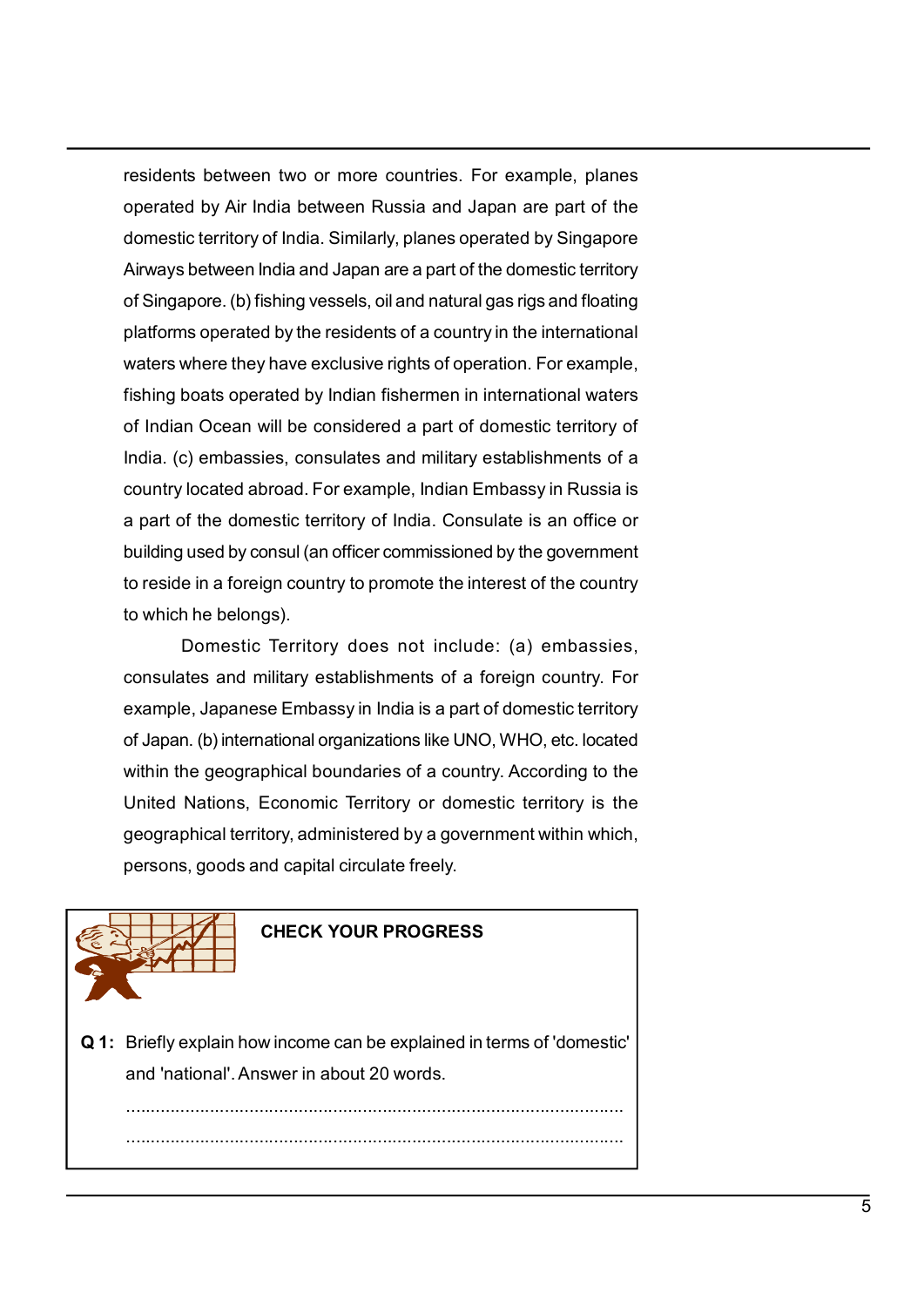residents between two or more countries. For example, planes operated by Air India between Russia and Japan are part of the domestic territory of India. Similarly, planes operated by Singapore Airways between India and Japan are a part of the domestic territory of Singapore. (b) fishing vessels, oil and natural gas rigs and floating platforms operated by the residents of a country in the international waters where they have exclusive rights of operation. For example, fishing boats operated by Indian fishermen in international waters of Indian Ocean will be considered a part of domestic territory of India. (c) embassies, consulates and military establishments of a country located abroad. For example, Indian Embassy in Russia is a part of the domestic territory of India. Consulate is an office or building used by consul (an officer commissioned by the government to reside in a foreign country to promote the interest of the country to which he belongs).

Domestic Territory does not include: (a) embassies, consulates and military establishments of a foreign country. For example, Japanese Embassy in India is a part of domestic territory of Japan. (b) international organizations like UNO, WHO, etc. located within the geographical boundaries of a country. According to the United Nations, Economic Territory or domestic territory is the geographical territory, administered by a government within which, persons, goods and capital circulate freely.

**CHECK YOUR PROGRESS**

**Q 1:** Briefly explain how income can be explained in terms of 'domestic' and 'national'. Answer in about 20 words.

..........................................................................................................

..........................................................................................................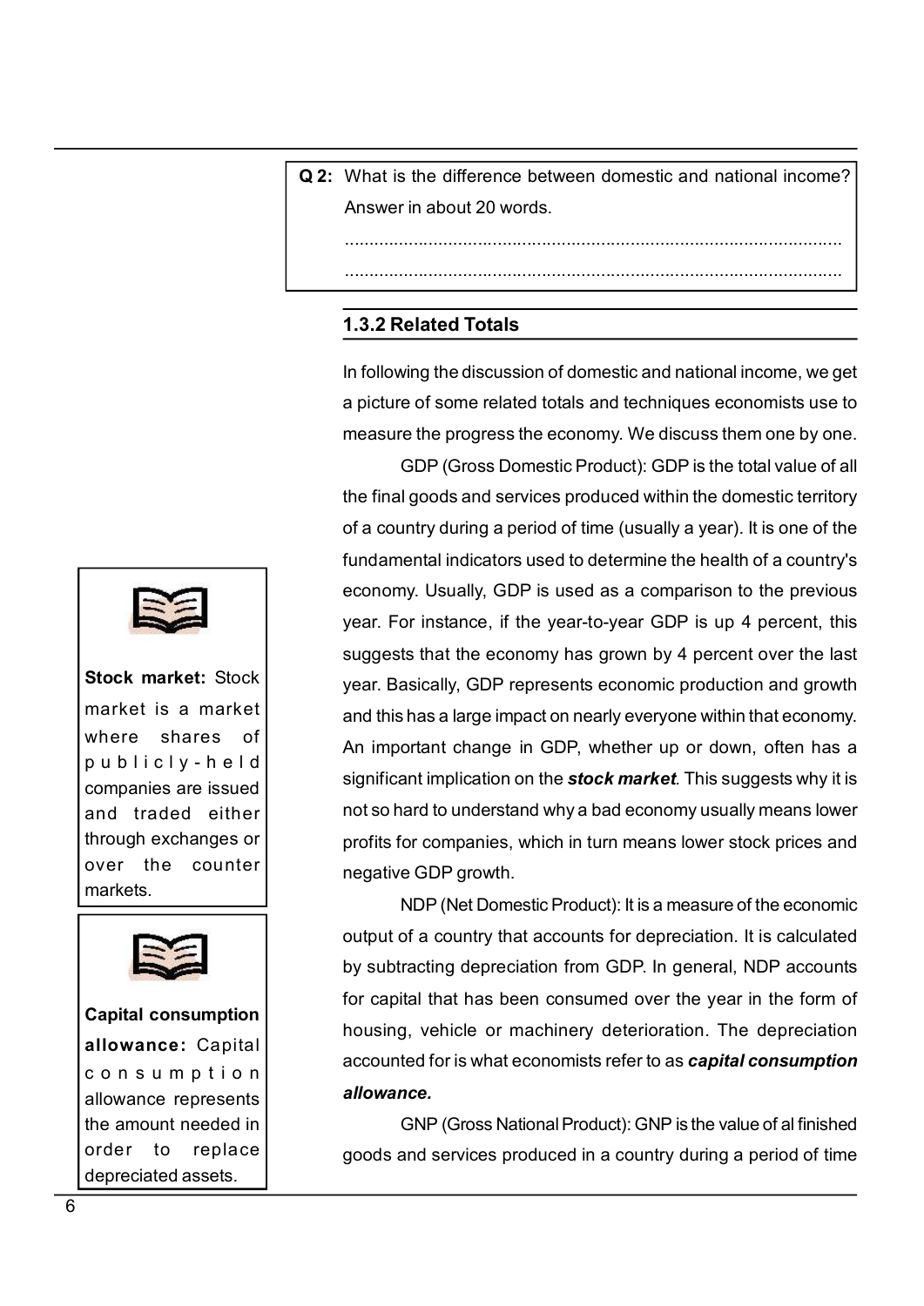**Q 2:** What is the difference between domestic and national income? Answer in about 20 words.

.......................................................................................................

.......................................................................................................

### 1.3.2 Related Totals

In following the discussion of domestic and national income, we get a picture of some related totals and techniques economists use to measure the progress the economy. We discuss them one by one.

GDP (Gross Domestic Product): GDP is the total value of all the final goods and services produced within the domestic territory of a country during a period of time (usually a year). It is one of the fundamental indicators used to determine the health of a country's economy. Usually, GDP is used as a comparison to the previous year. For instance, if the year-to-year GDP is up 4 percent, this suggests that the economy has grown by 4 percent over the last year. Basically, GDP represents economic production and growth and this has a large impact on nearly everyone within that economy. An important change in GDP, whether up or down, often has a significant implication on the ***stock market***. This suggests why it is not so hard to understand why a bad economy usually means lower profits for companies, which in turn means lower stock prices and negative GDP growth.

> **Stock market:** Stock market is a market where shares of publicly-held companies are issued and traded either through exchanges or over the counter markets.

NDP (Net Domestic Product): It is a measure of the economic output of a country that accounts for depreciation. It is calculated by subtracting depreciation from GDP. In general, NDP accounts for capital that has been consumed over the year in the form of housing, vehicle or machinery deterioration. The depreciation accounted for is what economists refer to as ***capital consumption allowance.***

> **Capital consumption allowance:** Capital consumption allowance represents the amount needed in order to replace depreciated assets.

GNP (Gross National Product): GNP is the value of al finished goods and services produced in a country during a period of time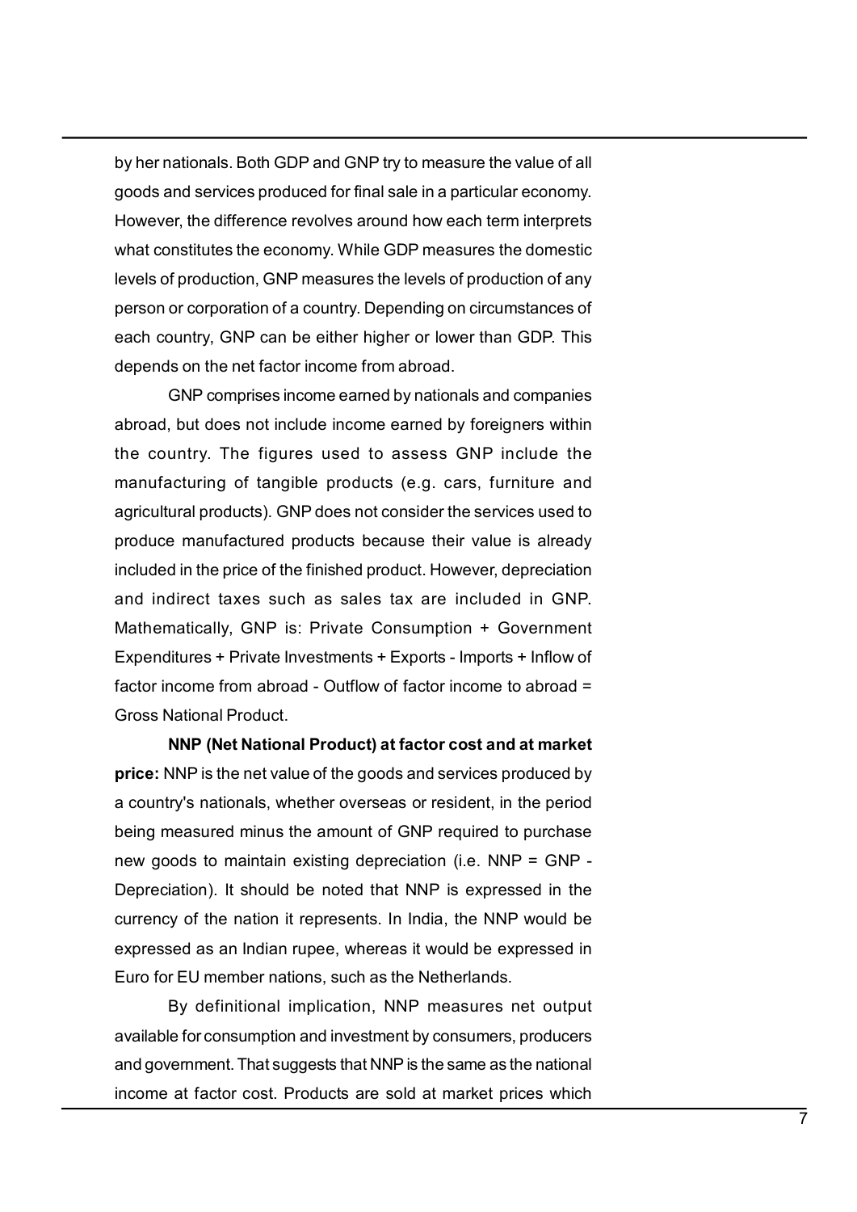by her nationals. Both GDP and GNP try to measure the value of all goods and services produced for final sale in a particular economy. However, the difference revolves around how each term interprets what constitutes the economy. While GDP measures the domestic levels of production, GNP measures the levels of production of any person or corporation of a country. Depending on circumstances of each country, GNP can be either higher or lower than GDP. This depends on the net factor income from abroad.

GNP comprises income earned by nationals and companies abroad, but does not include income earned by foreigners within the country. The figures used to assess GNP include the manufacturing of tangible products (e.g. cars, furniture and agricultural products). GNP does not consider the services used to produce manufactured products because their value is already included in the price of the finished product. However, depreciation and indirect taxes such as sales tax are included in GNP. Mathematically, GNP is: Private Consumption + Government Expenditures + Private Investments + Exports - Imports + Inflow of factor income from abroad - Outflow of factor income to abroad = Gross National Product.

**NNP (Net National Product) at factor cost and at market price:** NNP is the net value of the goods and services produced by a country's nationals, whether overseas or resident, in the period being measured minus the amount of GNP required to purchase new goods to maintain existing depreciation (i.e. NNP = GNP - Depreciation). It should be noted that NNP is expressed in the currency of the nation it represents. In India, the NNP would be expressed as an Indian rupee, whereas it would be expressed in Euro for EU member nations, such as the Netherlands.

By definitional implication, NNP measures net output available for consumption and investment by consumers, producers and government. That suggests that NNP is the same as the national income at factor cost. Products are sold at market prices which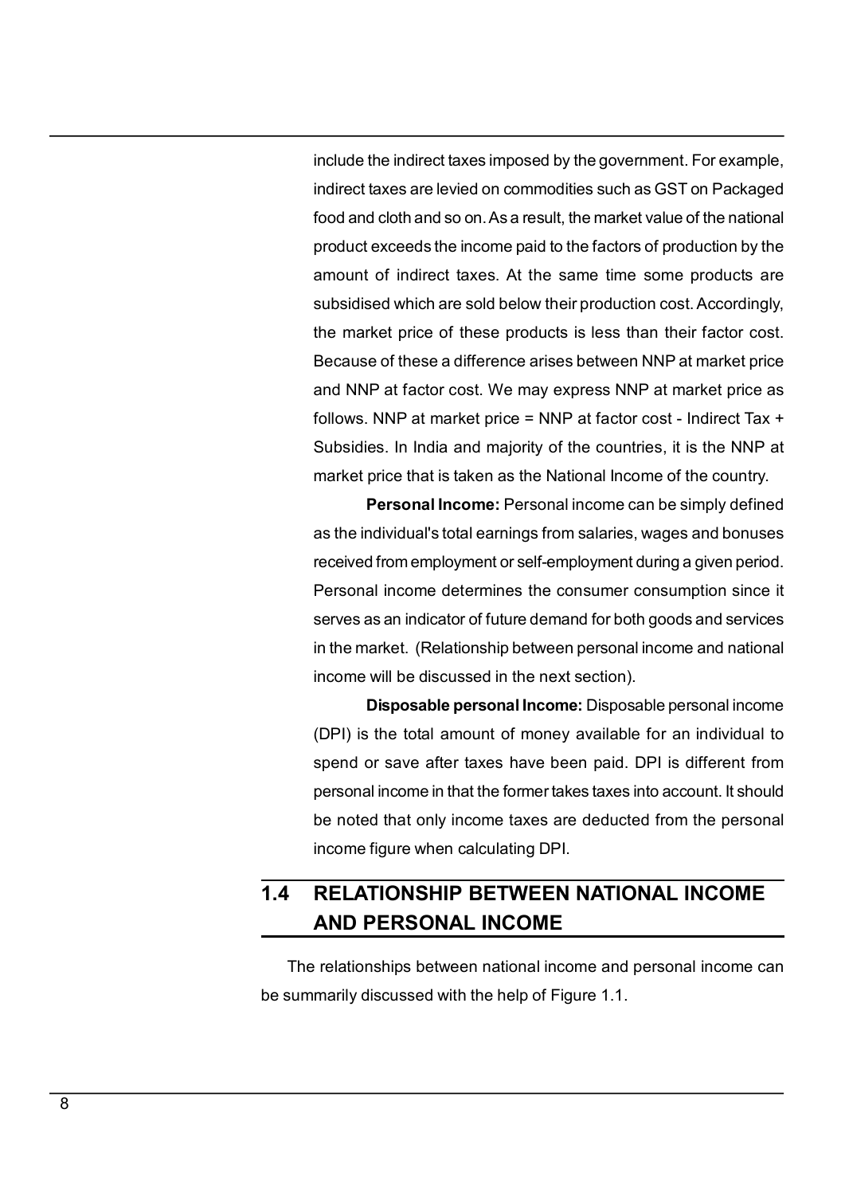include the indirect taxes imposed by the government. For example, indirect taxes are levied on commodities such as GST on Packaged food and cloth and so on. As a result, the market value of the national product exceeds the income paid to the factors of production by the amount of indirect taxes. At the same time some products are subsidised which are sold below their production cost. Accordingly, the market price of these products is less than their factor cost. Because of these a difference arises between NNP at market price and NNP at factor cost. We may express NNP at market price as follows. NNP at market price = NNP at factor cost - Indirect Tax + Subsidies. In India and majority of the countries, it is the NNP at market price that is taken as the National Income of the country.

**Personal Income:** Personal income can be simply defined as the individual's total earnings from salaries, wages and bonuses received from employment or self-employment during a given period. Personal income determines the consumer consumption since it serves as an indicator of future demand for both goods and services in the market. (Relationship between personal income and national income will be discussed in the next section).

**Disposable personal Income:** Disposable personal income (DPI) is the total amount of money available for an individual to spend or save after taxes have been paid. DPI is different from personal income in that the former takes taxes into account. It should be noted that only income taxes are deducted from the personal income figure when calculating DPI.

## 1.4 RELATIONSHIP BETWEEN NATIONAL INCOME AND PERSONAL INCOME

The relationships between national income and personal income can be summarily discussed with the help of Figure 1.1.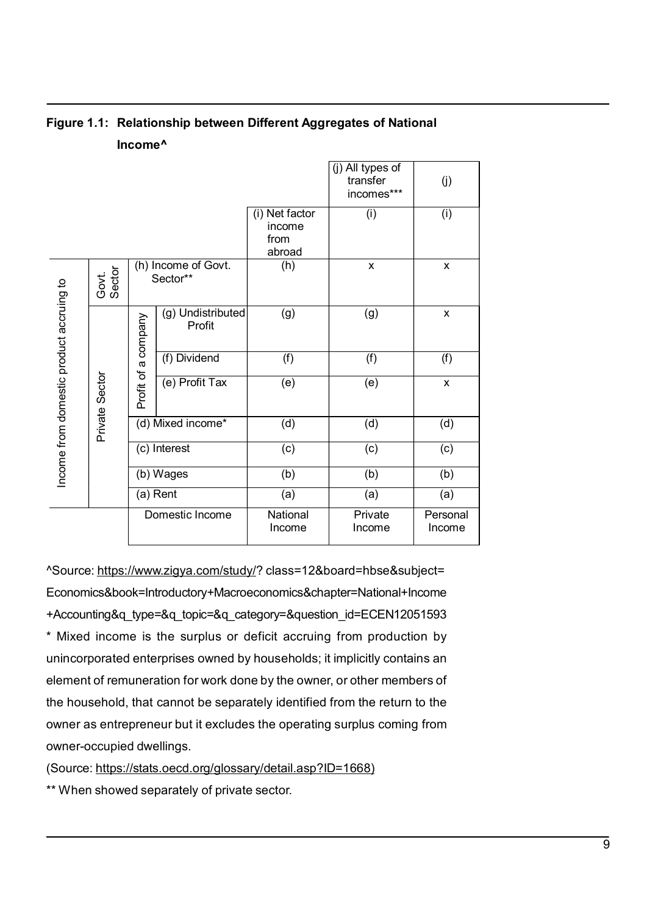**Figure 1.1: Relationship between Different Aggregates of National Income^**

| | | | | | (j) All types of transfer incomes*** | (j) |
|---|---|---|---|---|---|---|
| | | | | (i) Net factor income from abroad | (i) | (i) |
| Income from domestic product accruing to | Govt. Sector | (h) Income of Govt. Sector** | | (h) | x | x |
| | Private Sector | Profit of a company | (g) Undistributed Profit | (g) | (g) | x |
| | | | (f) Dividend | (f) | (f) | (f) |
| | | | (e) Profit Tax | (e) | (e) | x |
| | | (d) Mixed income* | | (d) | (d) | (d) |
| | | (c) Interest | | (c) | (c) | (c) |
| | | (b) Wages | | (b) | (b) | (b) |
| | | (a) Rent | | (a) | (a) | (a) |
| | | Domestic Income | | National Income | Private Income | Personal Income |

^Source: https://www.zigya.com/study/? class=12&board=hbse&subject=Economics&book=Introductory+Macroeconomics&chapter=National+Income+Accounting&q_type=&q_topic=&q_category=&question_id=ECEN12051593

* Mixed income is the surplus or deficit accruing from production by unincorporated enterprises owned by households; it implicitly contains an element of remuneration for work done by the owner, or other members of the household, that cannot be separately identified from the return to the owner as entrepreneur but it excludes the operating surplus coming from owner-occupied dwellings.

(Source: https://stats.oecd.org/glossary/detail.asp?ID=1668)

** When showed separately of private sector.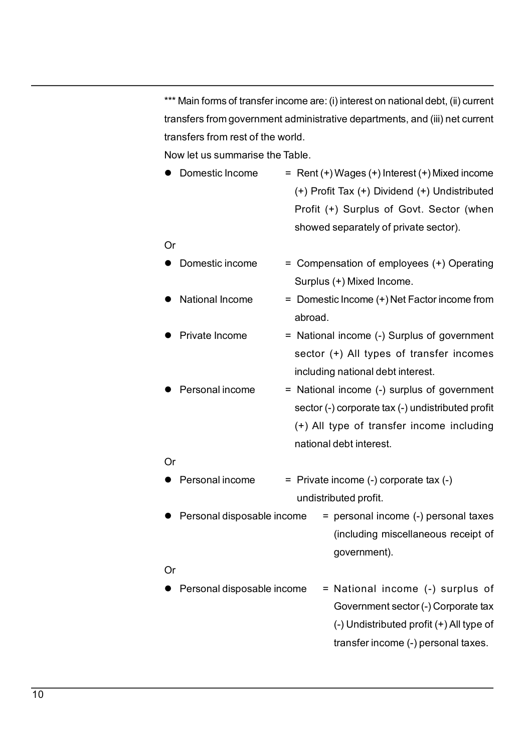*** Main forms of transfer income are: (i) interest on national debt, (ii) current transfers from government administrative departments, and (iii) net current transfers from rest of the world.

Now let us summarise the Table.

- Domestic Income = Rent (+) Wages (+) Interest (+) Mixed income (+) Profit Tax (+) Dividend (+) Undistributed Profit (+) Surplus of Govt. Sector (when showed separately of private sector).

Or

- Domestic income = Compensation of employees (+) Operating Surplus (+) Mixed Income.
- National Income = Domestic Income (+) Net Factor income from abroad.
- Private Income = National income (-) Surplus of government sector (+) All types of transfer incomes including national debt interest.
- Personal income = National income (-) surplus of government sector (-) corporate tax (-) undistributed profit (+) All type of transfer income including national debt interest.

Or

- Personal income = Private income (-) corporate tax (-) undistributed profit.
- Personal disposable income = personal income (-) personal taxes (including miscellaneous receipt of government).

Or

- Personal disposable income = National income (-) surplus of Government sector (-) Corporate tax (-) Undistributed profit (+) All type of transfer income (-) personal taxes.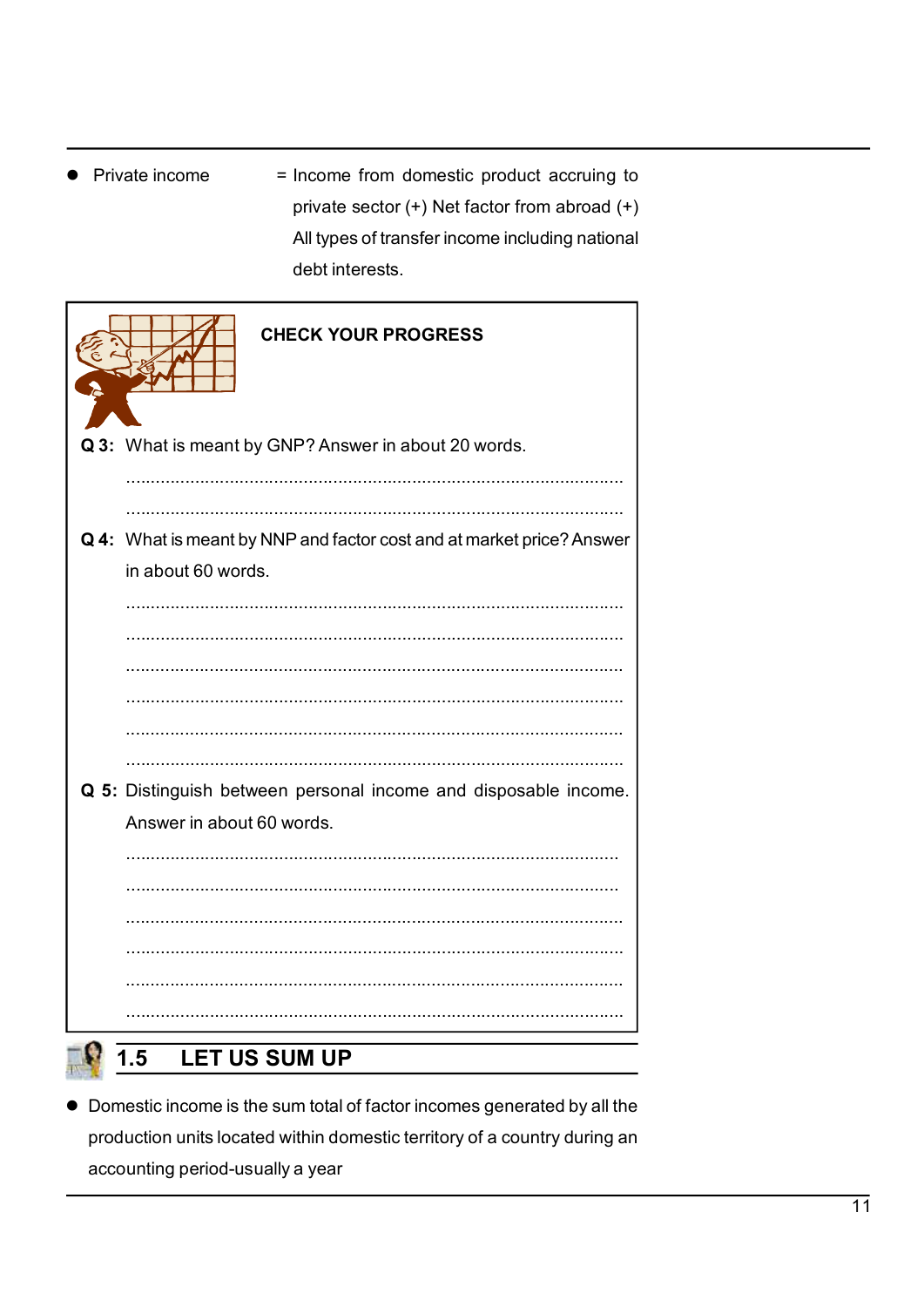- Private income = Income from domestic product accruing to private sector (+) Net factor from abroad (+) All types of transfer income including national debt interests.

**CHECK YOUR PROGRESS**

**Q 3:** What is meant by GNP? Answer in about 20 words.

.....................................................................................................

.....................................................................................................

**Q 4:** What is meant by NNP and factor cost and at market price? Answer in about 60 words.

.....................................................................................................

.....................................................................................................

.....................................................................................................

.....................................................................................................

.....................................................................................................

.....................................................................................................

**Q 5:** Distinguish between personal income and disposable income. Answer in about 60 words.

.....................................................................................................

.....................................................................................................

.....................................................................................................

.....................................................................................................

.....................................................................................................

.....................................................................................................

## 1.5 LET US SUM UP

- Domestic income is the sum total of factor incomes generated by all the production units located within domestic territory of a country during an accounting period-usually a year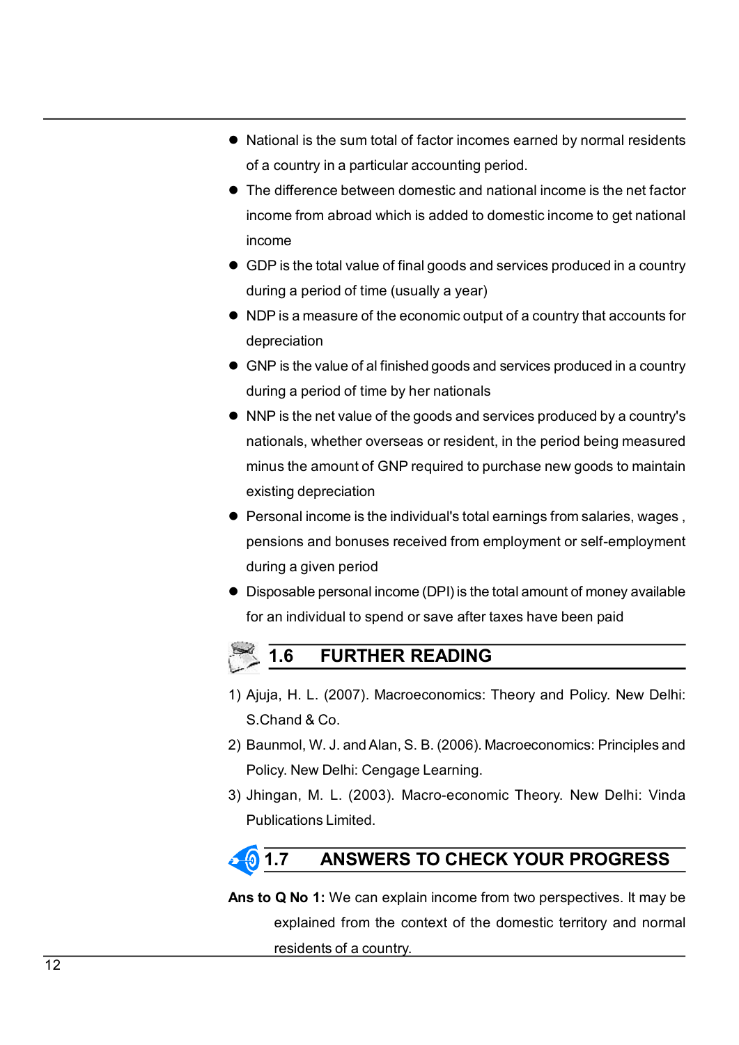- National is the sum total of factor incomes earned by normal residents of a country in a particular accounting period.
- The difference between domestic and national income is the net factor income from abroad which is added to domestic income to get national income
- GDP is the total value of final goods and services produced in a country during a period of time (usually a year)
- NDP is a measure of the economic output of a country that accounts for depreciation
- GNP is the value of al finished goods and services produced in a country during a period of time by her nationals
- NNP is the net value of the goods and services produced by a country's nationals, whether overseas or resident, in the period being measured minus the amount of GNP required to purchase new goods to maintain existing depreciation
- Personal income is the individual's total earnings from salaries, wages , pensions and bonuses received from employment or self-employment during a given period
- Disposable personal income (DPI) is the total amount of money available for an individual to spend or save after taxes have been paid

## 1.6 FURTHER READING

1) Ajuja, H. L. (2007). Macroeconomics: Theory and Policy. New Delhi: S.Chand & Co.
2) Baunmol, W. J. and Alan, S. B. (2006). Macroeconomics: Principles and Policy. New Delhi: Cengage Learning.
3) Jhingan, M. L. (2003). Macro-economic Theory. New Delhi: Vinda Publications Limited.

## 1.7 ANSWERS TO CHECK YOUR PROGRESS

**Ans to Q No 1:** We can explain income from two perspectives. It may be explained from the context of the domestic territory and normal residents of a country.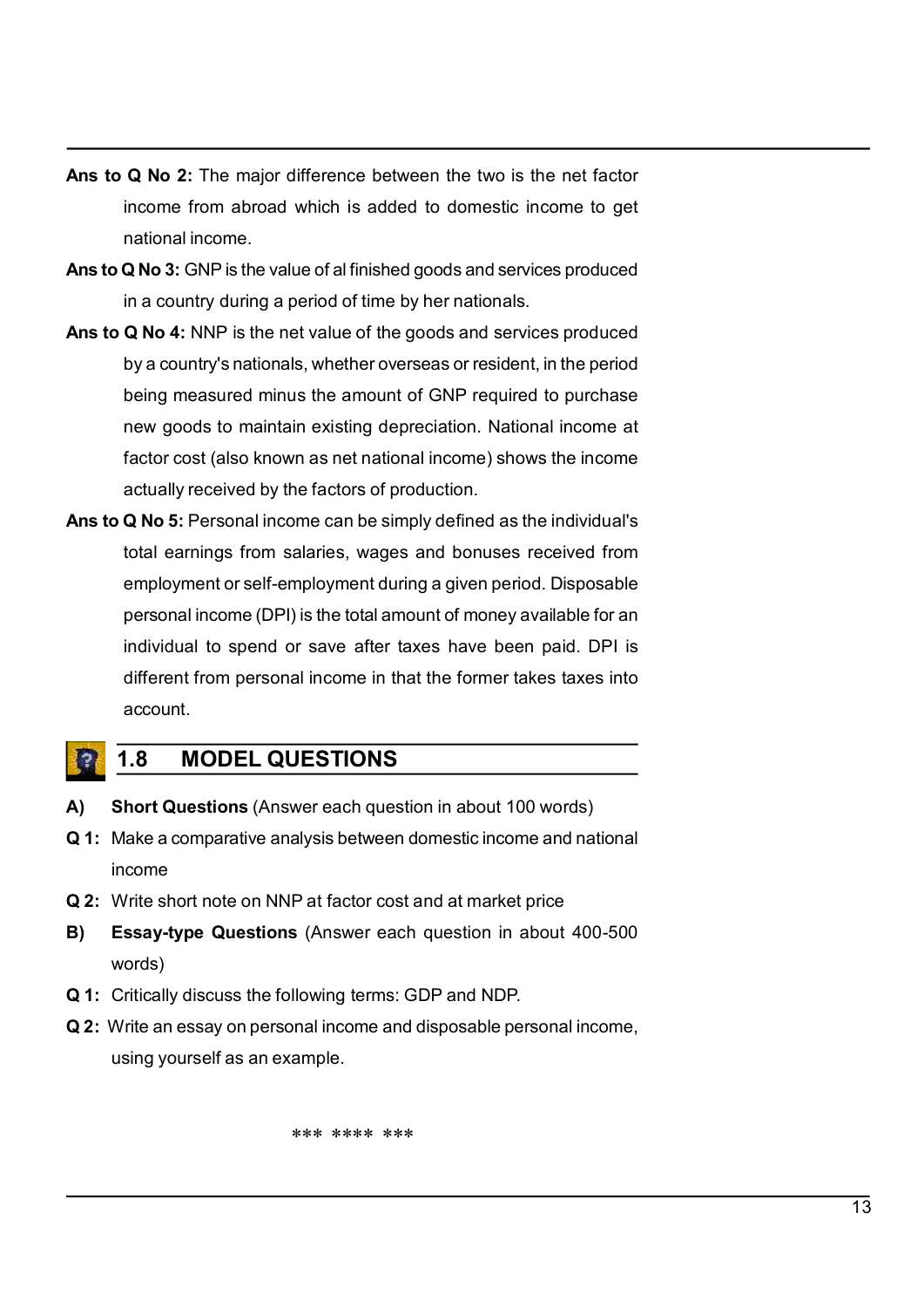**Ans to Q No 2:** The major difference between the two is the net factor income from abroad which is added to domestic income to get national income.

**Ans to Q No 3:** GNP is the value of al finished goods and services produced in a country during a period of time by her nationals.

**Ans to Q No 4:** NNP is the net value of the goods and services produced by a country's nationals, whether overseas or resident, in the period being measured minus the amount of GNP required to purchase new goods to maintain existing depreciation. National income at factor cost (also known as net national income) shows the income actually received by the factors of production.

**Ans to Q No 5:** Personal income can be simply defined as the individual's total earnings from salaries, wages and bonuses received from employment or self-employment during a given period. Disposable personal income (DPI) is the total amount of money available for an individual to spend or save after taxes have been paid. DPI is different from personal income in that the former takes taxes into account.

## 1.8 MODEL QUESTIONS

**A) Short Questions** (Answer each question in about 100 words)

**Q 1:** Make a comparative analysis between domestic income and national income

**Q 2:** Write short note on NNP at factor cost and at market price

**B) Essay-type Questions** (Answer each question in about 400-500 words)

**Q 1:** Critically discuss the following terms: GDP and NDP.

**Q 2:** Write an essay on personal income and disposable personal income, using yourself as an example.

*** **** ***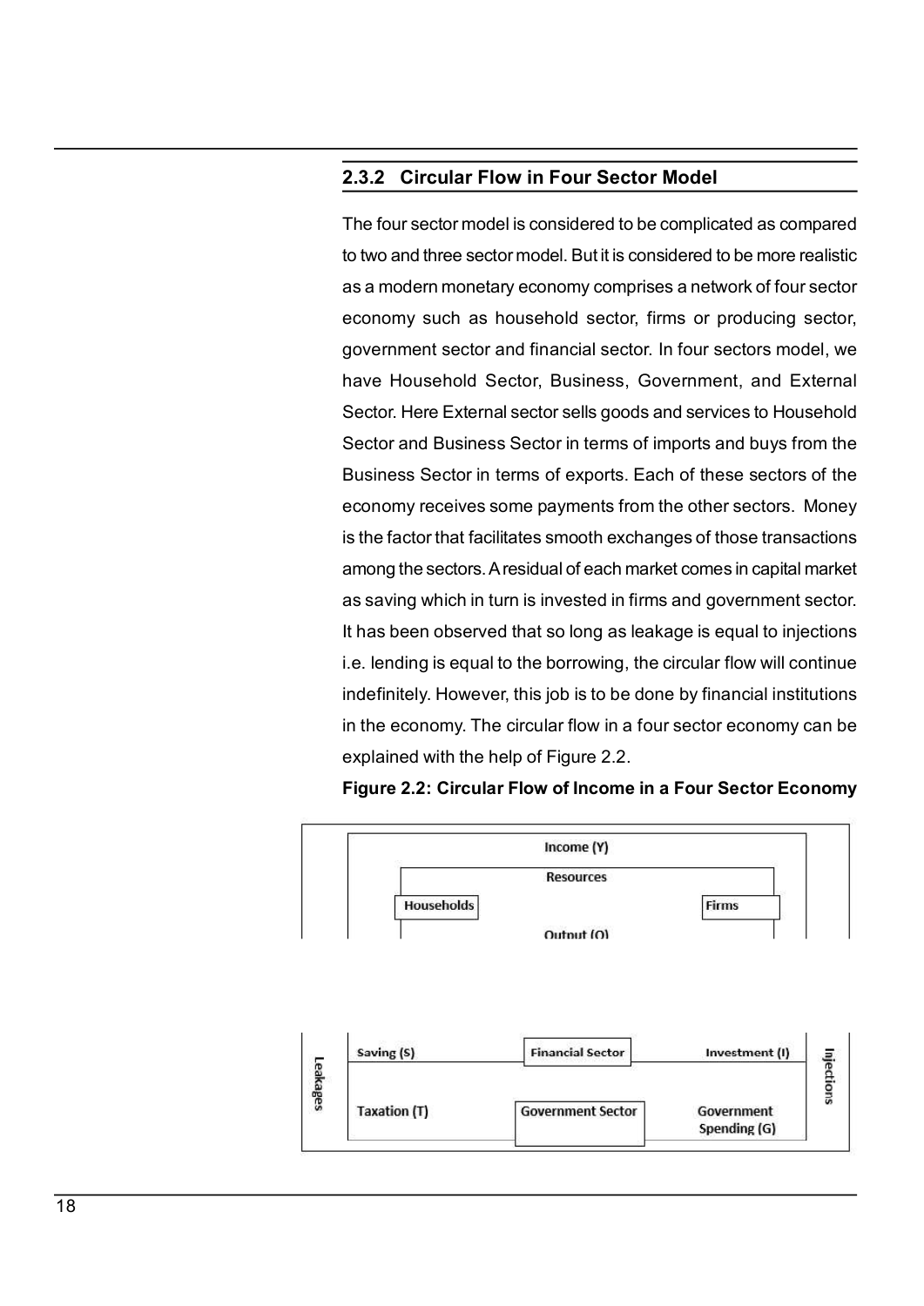### 2.3.2 Circular Flow in Four Sector Model

The four sector model is considered to be complicated as compared to two and three sector model. But it is considered to be more realistic as a modern monetary economy comprises a network of four sector economy such as household sector, firms or producing sector, government sector and financial sector. In four sectors model, we have Household Sector, Business, Government, and External Sector. Here External sector sells goods and services to Household Sector and Business Sector in terms of imports and buys from the Business Sector in terms of exports. Each of these sectors of the economy receives some payments from the other sectors. Money is the factor that facilitates smooth exchanges of those transactions among the sectors. A residual of each market comes in capital market as saving which in turn is invested in firms and government sector. It has been observed that so long as leakage is equal to injections i.e. lending is equal to the borrowing, the circular flow will continue indefinitely. However, this job is to be done by financial institutions in the economy. The circular flow in a four sector economy can be explained with the help of Figure 2.2.

**Figure 2.2: Circular Flow of Income in a Four Sector Economy**

Income (Y)

Resources

Households

Firms

Output (O)

Leakages

Saving (S)

Financial Sector

Investment (I)

Taxation (T)

Government Sector

Government Spending (G)

Injections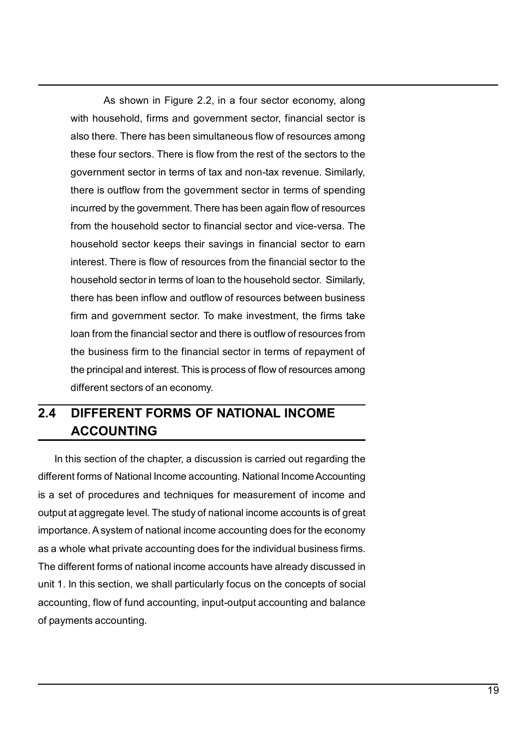As shown in Figure 2.2, in a four sector economy, along with household, firms and government sector, financial sector is also there. There has been simultaneous flow of resources among these four sectors. There is flow from the rest of the sectors to the government sector in terms of tax and non-tax revenue. Similarly, there is outflow from the government sector in terms of spending incurred by the government. There has been again flow of resources from the household sector to financial sector and vice-versa. The household sector keeps their savings in financial sector to earn interest. There is flow of resources from the financial sector to the household sector in terms of loan to the household sector. Similarly, there has been inflow and outflow of resources between business firm and government sector. To make investment, the firms take loan from the financial sector and there is outflow of resources from the business firm to the financial sector in terms of repayment of the principal and interest. This is process of flow of resources among different sectors of an economy.

## 2.4 DIFFERENT FORMS OF NATIONAL INCOME ACCOUNTING

In this section of the chapter, a discussion is carried out regarding the different forms of National Income accounting. National Income Accounting is a set of procedures and techniques for measurement of income and output at aggregate level. The study of national income accounts is of great importance. A system of national income accounting does for the economy as a whole what private accounting does for the individual business firms. The different forms of national income accounts have already discussed in unit 1. In this section, we shall particularly focus on the concepts of social accounting, flow of fund accounting, input-output accounting and balance of payments accounting.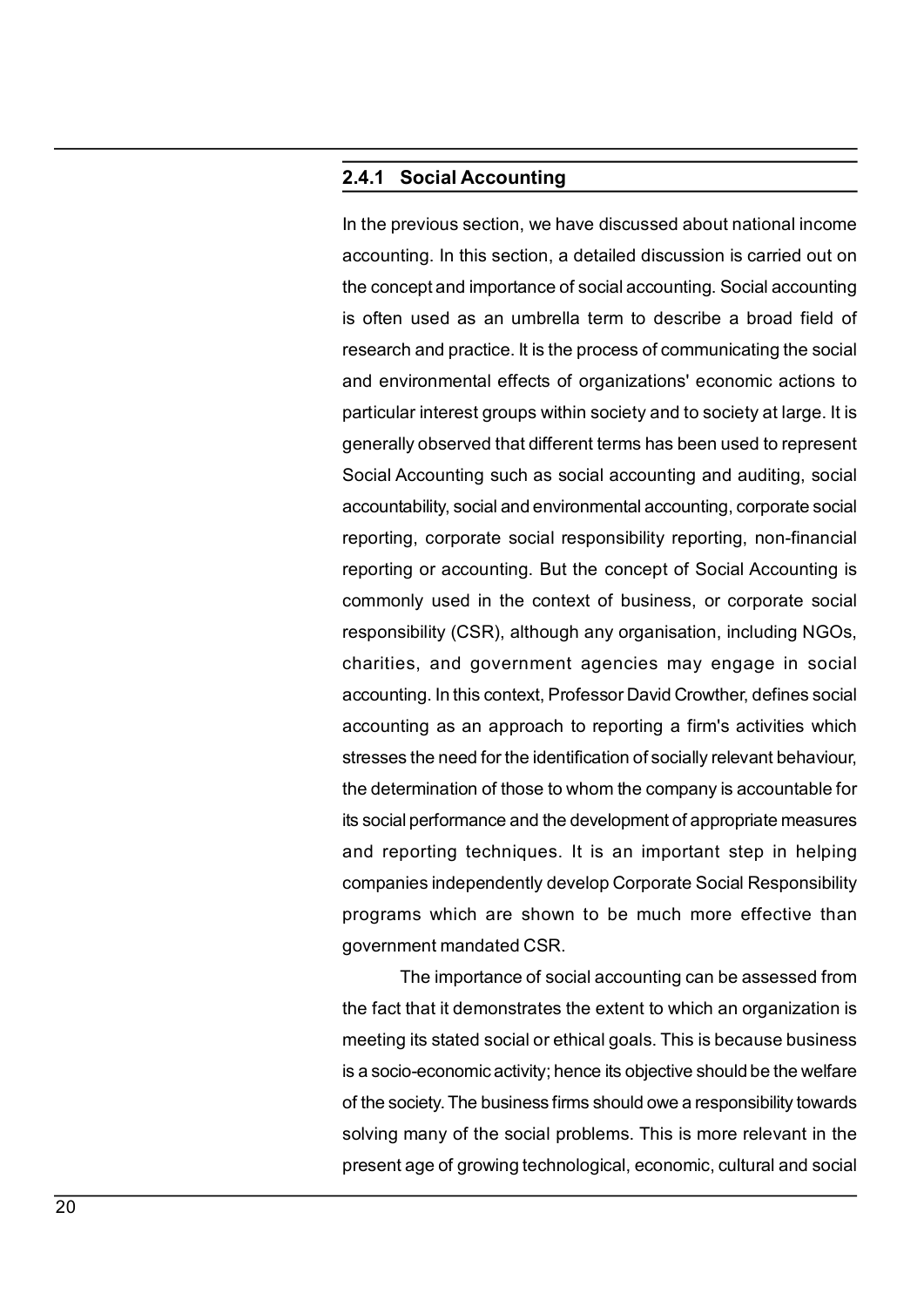### 2.4.1 Social Accounting

In the previous section, we have discussed about national income accounting. In this section, a detailed discussion is carried out on the concept and importance of social accounting. Social accounting is often used as an umbrella term to describe a broad field of research and practice. It is the process of communicating the social and environmental effects of organizations' economic actions to particular interest groups within society and to society at large. It is generally observed that different terms has been used to represent Social Accounting such as social accounting and auditing, social accountability, social and environmental accounting, corporate social reporting, corporate social responsibility reporting, non-financial reporting or accounting. But the concept of Social Accounting is commonly used in the context of business, or corporate social responsibility (CSR), although any organisation, including NGOs, charities, and government agencies may engage in social accounting. In this context, Professor David Crowther, defines social accounting as an approach to reporting a firm's activities which stresses the need for the identification of socially relevant behaviour, the determination of those to whom the company is accountable for its social performance and the development of appropriate measures and reporting techniques. It is an important step in helping companies independently develop Corporate Social Responsibility programs which are shown to be much more effective than government mandated CSR.

The importance of social accounting can be assessed from the fact that it demonstrates the extent to which an organization is meeting its stated social or ethical goals. This is because business is a socio-economic activity; hence its objective should be the welfare of the society. The business firms should owe a responsibility towards solving many of the social problems. This is more relevant in the present age of growing technological, economic, cultural and social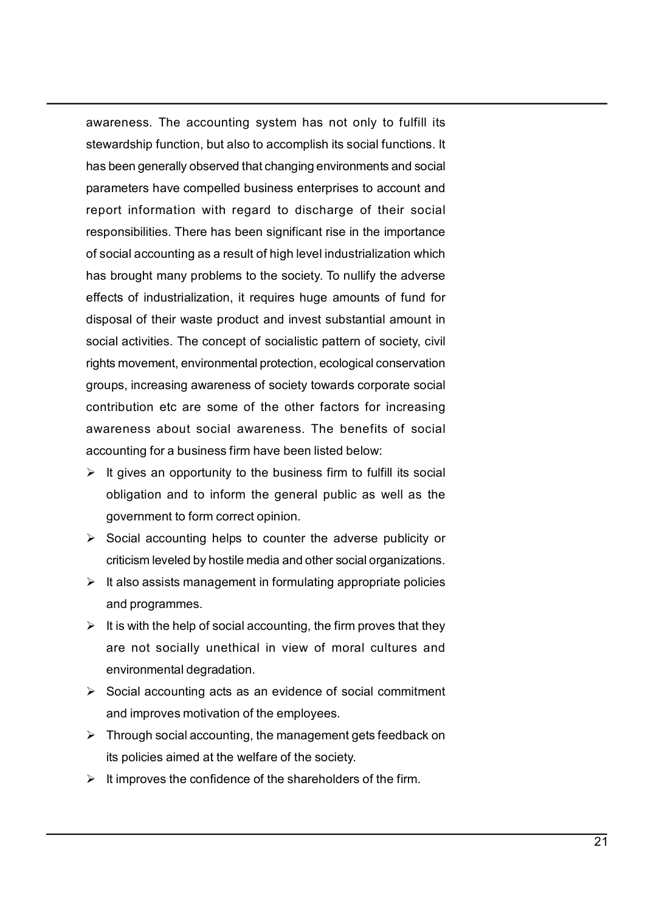awareness. The accounting system has not only to fulfill its stewardship function, but also to accomplish its social functions. It has been generally observed that changing environments and social parameters have compelled business enterprises to account and report information with regard to discharge of their social responsibilities. There has been significant rise in the importance of social accounting as a result of high level industrialization which has brought many problems to the society. To nullify the adverse effects of industrialization, it requires huge amounts of fund for disposal of their waste product and invest substantial amount in social activities. The concept of socialistic pattern of society, civil rights movement, environmental protection, ecological conservation groups, increasing awareness of society towards corporate social contribution etc are some of the other factors for increasing awareness about social awareness. The benefits of social accounting for a business firm have been listed below:

- It gives an opportunity to the business firm to fulfill its social obligation and to inform the general public as well as the government to form correct opinion.
- Social accounting helps to counter the adverse publicity or criticism leveled by hostile media and other social organizations.
- It also assists management in formulating appropriate policies and programmes.
- It is with the help of social accounting, the firm proves that they are not socially unethical in view of moral cultures and environmental degradation.
- Social accounting acts as an evidence of social commitment and improves motivation of the employees.
- Through social accounting, the management gets feedback on its policies aimed at the welfare of the society.
- It improves the confidence of the shareholders of the firm.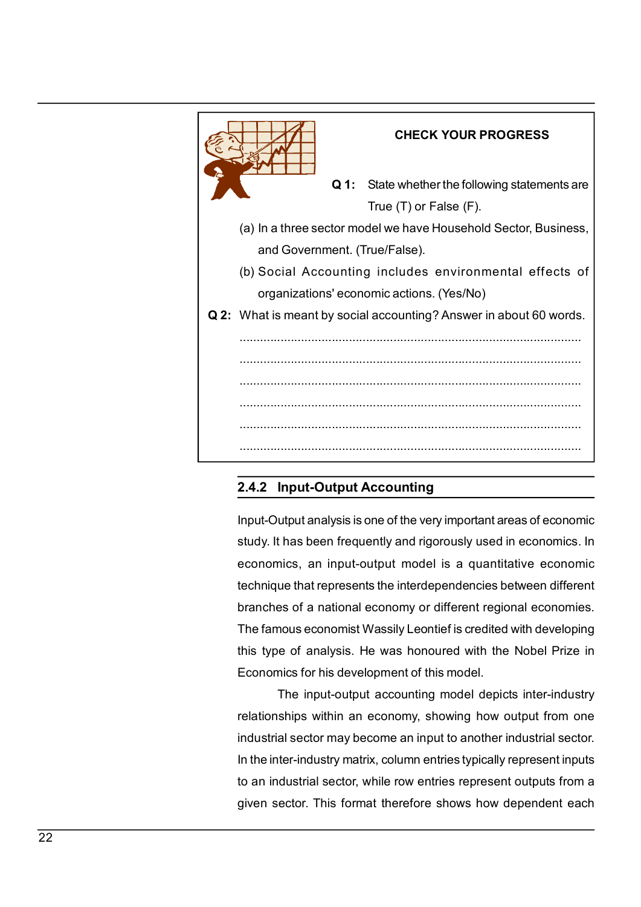**CHECK YOUR PROGRESS**

**Q 1:** State whether the following statements are True (T) or False (F).

(a) In a three sector model we have Household Sector, Business, and Government. (True/False).

(b) Social Accounting includes environmental effects of organizations' economic actions. (Yes/No)

**Q 2:** What is meant by social accounting? Answer in about 60 words.

......................................................................................................

......................................................................................................

......................................................................................................

......................................................................................................

......................................................................................................

......................................................................................................

## 2.4.2 Input-Output Accounting

Input-Output analysis is one of the very important areas of economic study. It has been frequently and rigorously used in economics. In economics, an input-output model is a quantitative economic technique that represents the interdependencies between different branches of a national economy or different regional economies. The famous economist Wassily Leontief is credited with developing this type of analysis. He was honoured with the Nobel Prize in Economics for his development of this model.

The input-output accounting model depicts inter-industry relationships within an economy, showing how output from one industrial sector may become an input to another industrial sector. In the inter-industry matrix, column entries typically represent inputs to an industrial sector, while row entries represent outputs from a given sector. This format therefore shows how dependent each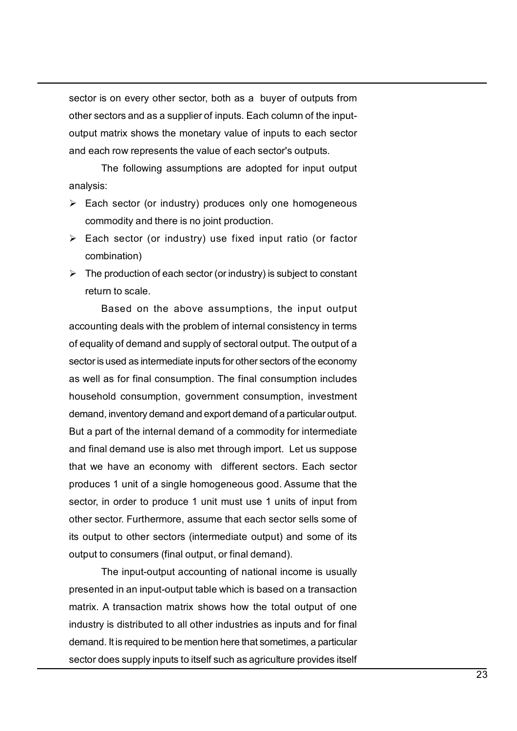sector is on every other sector, both as a buyer of outputs from other sectors and as a supplier of inputs. Each column of the input-output matrix shows the monetary value of inputs to each sector and each row represents the value of each sector's outputs.

The following assumptions are adopted for input output analysis:

- Each sector (or industry) produces only one homogeneous commodity and there is no joint production.
- Each sector (or industry) use fixed input ratio (or factor combination)
- The production of each sector (or industry) is subject to constant return to scale.

Based on the above assumptions, the input output accounting deals with the problem of internal consistency in terms of equality of demand and supply of sectoral output. The output of a sector is used as intermediate inputs for other sectors of the economy as well as for final consumption. The final consumption includes household consumption, government consumption, investment demand, inventory demand and export demand of a particular output. But a part of the internal demand of a commodity for intermediate and final demand use is also met through import. Let us suppose that we have an economy with different sectors. Each sector produces 1 unit of a single homogeneous good. Assume that the sector, in order to produce 1 unit must use 1 units of input from other sector. Furthermore, assume that each sector sells some of its output to other sectors (intermediate output) and some of its output to consumers (final output, or final demand).

The input-output accounting of national income is usually presented in an input-output table which is based on a transaction matrix. A transaction matrix shows how the total output of one industry is distributed to all other industries as inputs and for final demand. It is required to be mention here that sometimes, a particular sector does supply inputs to itself such as agriculture provides itself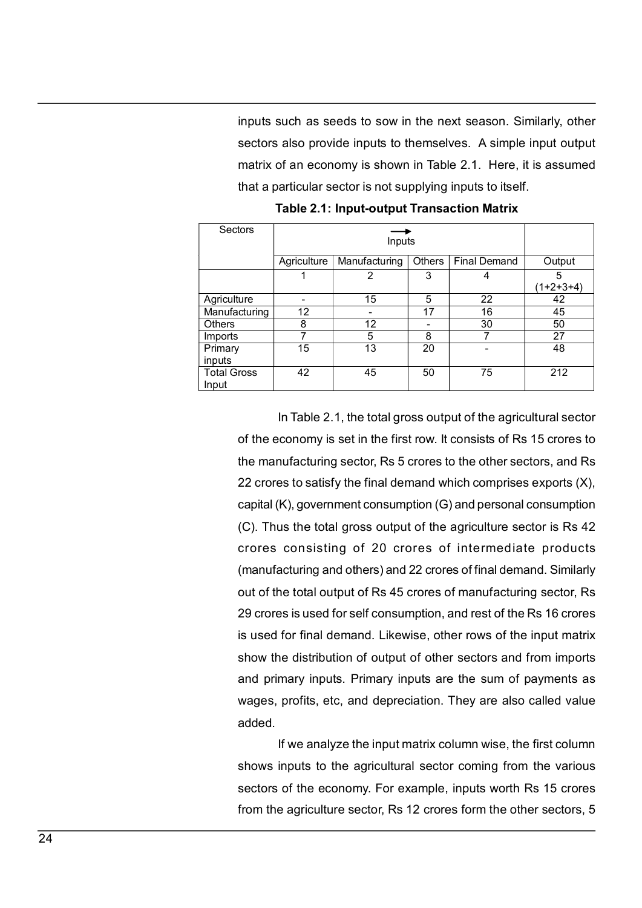inputs such as seeds to sow in the next season. Similarly, other sectors also provide inputs to themselves. A simple input output matrix of an economy is shown in Table 2.1. Here, it is assumed that a particular sector is not supplying inputs to itself.

**Table 2.1: Input-output Transaction Matrix**

| Sectors | → Inputs | | | | |
|---|---|---|---|---|---|
| | Agriculture | Manufacturing | Others | Final Demand | Output |
| | 1 | 2 | 3 | 4 | 5 (1+2+3+4) |
| Agriculture | - | 15 | 5 | 22 | 42 |
| Manufacturing | 12 | - | 17 | 16 | 45 |
| Others | 8 | 12 | - | 30 | 50 |
| Imports | 7 | 5 | 8 | 7 | 27 |
| Primary inputs | 15 | 13 | 20 | - | 48 |
| Total Gross Input | 42 | 45 | 50 | 75 | 212 |

In Table 2.1, the total gross output of the agricultural sector of the economy is set in the first row. It consists of Rs 15 crores to the manufacturing sector, Rs 5 crores to the other sectors, and Rs 22 crores to satisfy the final demand which comprises exports (X), capital (K), government consumption (G) and personal consumption (C). Thus the total gross output of the agriculture sector is Rs 42 crores consisting of 20 crores of intermediate products (manufacturing and others) and 22 crores of final demand. Similarly out of the total output of Rs 45 crores of manufacturing sector, Rs 29 crores is used for self consumption, and rest of the Rs 16 crores is used for final demand. Likewise, other rows of the input matrix show the distribution of output of other sectors and from imports and primary inputs. Primary inputs are the sum of payments as wages, profits, etc, and depreciation. They are also called value added.

If we analyze the input matrix column wise, the first column shows inputs to the agricultural sector coming from the various sectors of the economy. For example, inputs worth Rs 15 crores from the agriculture sector, Rs 12 crores form the other sectors, 5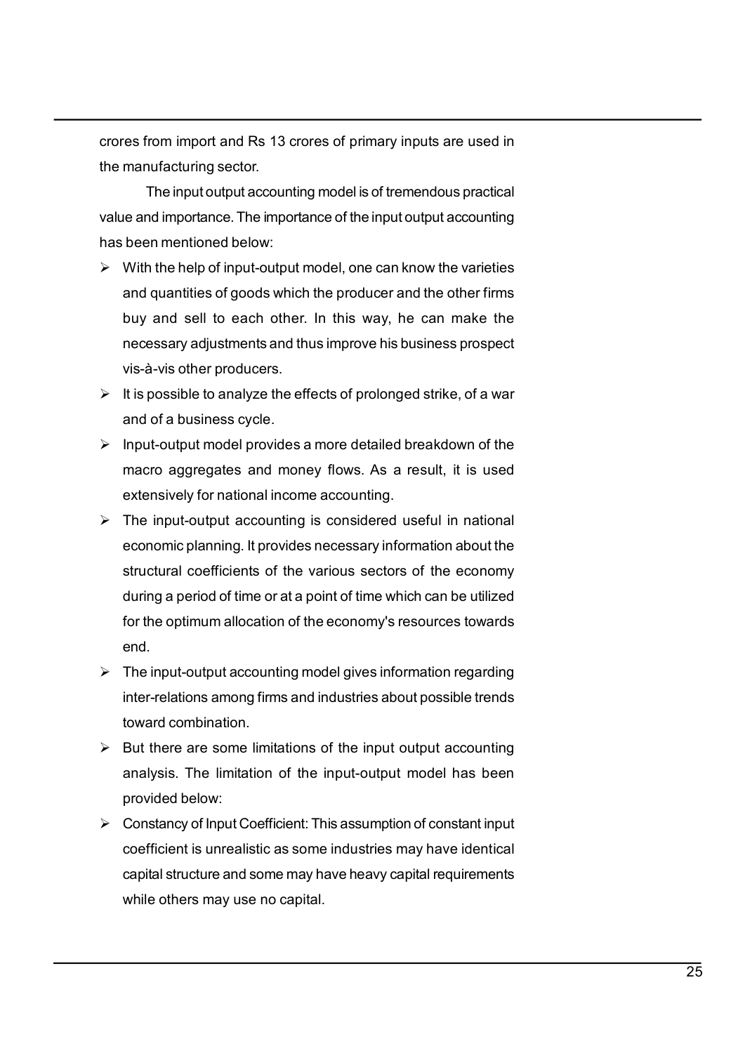crores from import and Rs 13 crores of primary inputs are used in the manufacturing sector.

The input output accounting model is of tremendous practical value and importance. The importance of the input output accounting has been mentioned below:

- With the help of input-output model, one can know the varieties and quantities of goods which the producer and the other firms buy and sell to each other. In this way, he can make the necessary adjustments and thus improve his business prospect vis-à-vis other producers.
- It is possible to analyze the effects of prolonged strike, of a war and of a business cycle.
- Input-output model provides a more detailed breakdown of the macro aggregates and money flows. As a result, it is used extensively for national income accounting.
- The input-output accounting is considered useful in national economic planning. It provides necessary information about the structural coefficients of the various sectors of the economy during a period of time or at a point of time which can be utilized for the optimum allocation of the economy's resources towards end.
- The input-output accounting model gives information regarding inter-relations among firms and industries about possible trends toward combination.
- But there are some limitations of the input output accounting analysis. The limitation of the input-output model has been provided below:
- Constancy of Input Coefficient: This assumption of constant input coefficient is unrealistic as some industries may have identical capital structure and some may have heavy capital requirements while others may use no capital.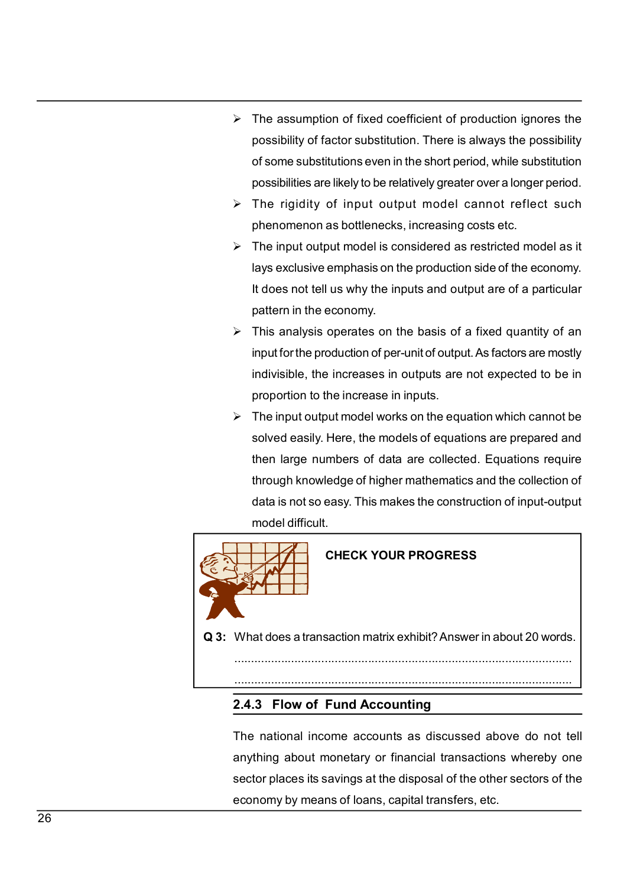- The assumption of fixed coefficient of production ignores the possibility of factor substitution. There is always the possibility of some substitutions even in the short period, while substitution possibilities are likely to be relatively greater over a longer period.
- The rigidity of input output model cannot reflect such phenomenon as bottlenecks, increasing costs etc.
- The input output model is considered as restricted model as it lays exclusive emphasis on the production side of the economy. It does not tell us why the inputs and output are of a particular pattern in the economy.
- This analysis operates on the basis of a fixed quantity of an input for the production of per-unit of output. As factors are mostly indivisible, the increases in outputs are not expected to be in proportion to the increase in inputs.
- The input output model works on the equation which cannot be solved easily. Here, the models of equations are prepared and then large numbers of data are collected. Equations require through knowledge of higher mathematics and the collection of data is not so easy. This makes the construction of input-output model difficult.

**CHECK YOUR PROGRESS**

**Q 3:** What does a transaction matrix exhibit? Answer in about 20 words.

..........................................................................................................

..........................................................................................................

### 2.4.3 Flow of Fund Accounting

The national income accounts as discussed above do not tell anything about monetary or financial transactions whereby one sector places its savings at the disposal of the other sectors of the economy by means of loans, capital transfers, etc.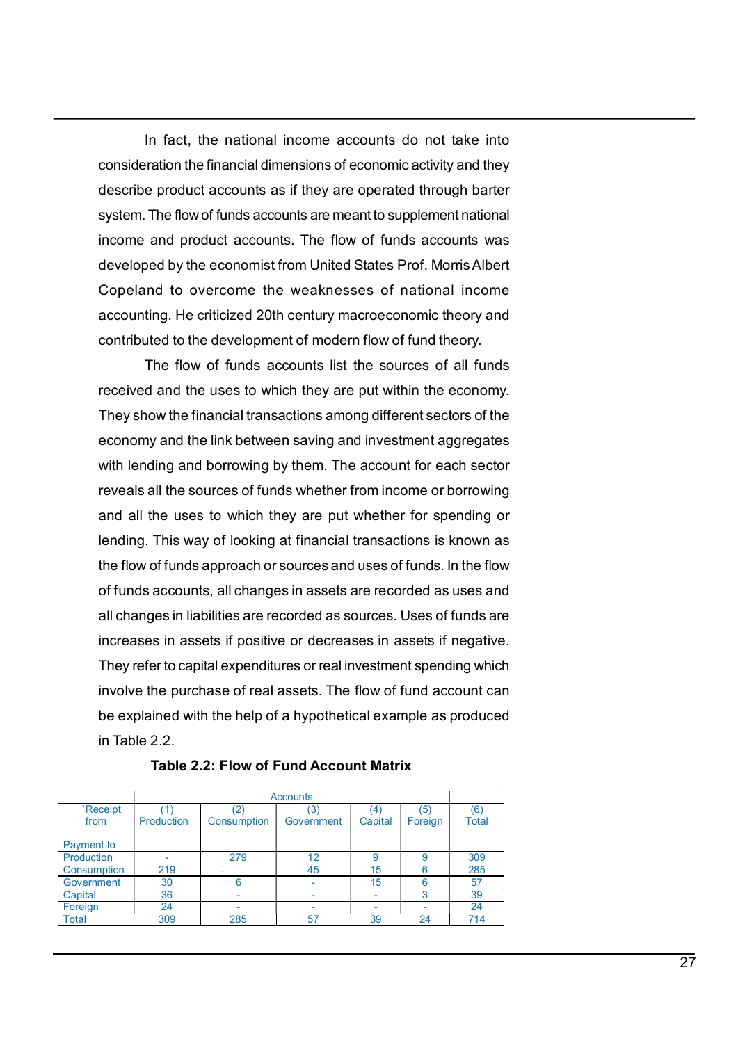In fact, the national income accounts do not take into consideration the financial dimensions of economic activity and they describe product accounts as if they are operated through barter system. The flow of funds accounts are meant to supplement national income and product accounts. The flow of funds accounts was developed by the economist from United States Prof. Morris Albert Copeland to overcome the weaknesses of national income accounting. He criticized 20th century macroeconomic theory and contributed to the development of modern flow of fund theory.

The flow of funds accounts list the sources of all funds received and the uses to which they are put within the economy. They show the financial transactions among different sectors of the economy and the link between saving and investment aggregates with lending and borrowing by them. The account for each sector reveals all the sources of funds whether from income or borrowing and all the uses to which they are put whether for spending or lending. This way of looking at financial transactions is known as the flow of funds approach or sources and uses of funds. In the flow of funds accounts, all changes in assets are recorded as uses and all changes in liabilities are recorded as sources. Uses of funds are increases in assets if positive or decreases in assets if negative. They refer to capital expenditures or real investment spending which involve the purchase of real assets. The flow of fund account can be explained with the help of a hypothetical example as produced in Table 2.2.

**Table 2.2: Flow of Fund Account Matrix**

| | Accounts | | | | | |
|---|---|---|---|---|---|---|
| `Receipt from<br><br>Payment to | (1) Production | (2) Consumption | (3) Government | (4) Capital | (5) Foreign | (6) Total |
| Production | - | 279 | 12 | 9 | 9 | 309 |
| Consumption | 219 | - | 45 | 15 | 6 | 285 |
| Government | 30 | 6 | - | 15 | 6 | 57 |
| Capital | 36 | - | - | - | 3 | 39 |
| Foreign | 24 | - | - | - | - | 24 |
| Total | 309 | 285 | 57 | 39 | 24 | 714 |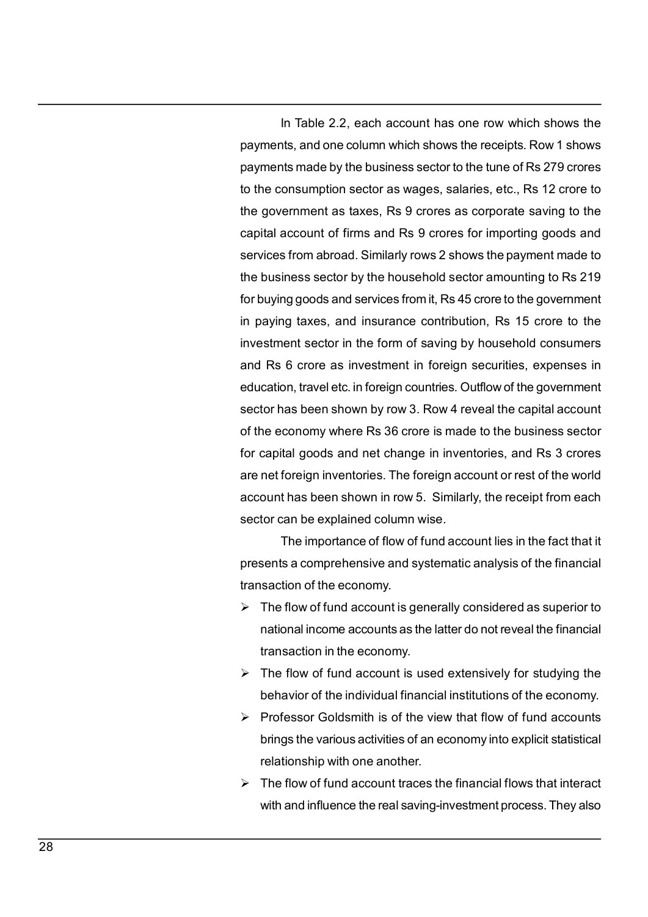In Table 2.2, each account has one row which shows the payments, and one column which shows the receipts. Row 1 shows payments made by the business sector to the tune of Rs 279 crores to the consumption sector as wages, salaries, etc., Rs 12 crore to the government as taxes, Rs 9 crores as corporate saving to the capital account of firms and Rs 9 crores for importing goods and services from abroad. Similarly rows 2 shows the payment made to the business sector by the household sector amounting to Rs 219 for buying goods and services from it, Rs 45 crore to the government in paying taxes, and insurance contribution, Rs 15 crore to the investment sector in the form of saving by household consumers and Rs 6 crore as investment in foreign securities, expenses in education, travel etc. in foreign countries. Outflow of the government sector has been shown by row 3. Row 4 reveal the capital account of the economy where Rs 36 crore is made to the business sector for capital goods and net change in inventories, and Rs 3 crores are net foreign inventories. The foreign account or rest of the world account has been shown in row 5. Similarly, the receipt from each sector can be explained column wise.

The importance of flow of fund account lies in the fact that it presents a comprehensive and systematic analysis of the financial transaction of the economy.

- The flow of fund account is generally considered as superior to national income accounts as the latter do not reveal the financial transaction in the economy.
- The flow of fund account is used extensively for studying the behavior of the individual financial institutions of the economy.
- Professor Goldsmith is of the view that flow of fund accounts brings the various activities of an economy into explicit statistical relationship with one another.
- The flow of fund account traces the financial flows that interact with and influence the real saving-investment process. They also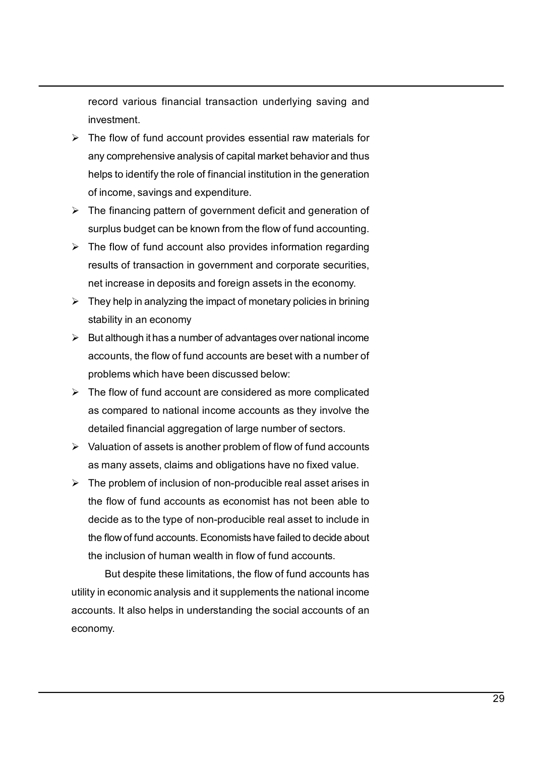record various financial transaction underlying saving and investment.

- The flow of fund account provides essential raw materials for any comprehensive analysis of capital market behavior and thus helps to identify the role of financial institution in the generation of income, savings and expenditure.
- The financing pattern of government deficit and generation of surplus budget can be known from the flow of fund accounting.
- The flow of fund account also provides information regarding results of transaction in government and corporate securities, net increase in deposits and foreign assets in the economy.
- They help in analyzing the impact of monetary policies in brining stability in an economy
- But although it has a number of advantages over national income accounts, the flow of fund accounts are beset with a number of problems which have been discussed below:
- The flow of fund account are considered as more complicated as compared to national income accounts as they involve the detailed financial aggregation of large number of sectors.
- Valuation of assets is another problem of flow of fund accounts as many assets, claims and obligations have no fixed value.
- The problem of inclusion of non-producible real asset arises in the flow of fund accounts as economist has not been able to decide as to the type of non-producible real asset to include in the flow of fund accounts. Economists have failed to decide about the inclusion of human wealth in flow of fund accounts.

But despite these limitations, the flow of fund accounts has utility in economic analysis and it supplements the national income accounts. It also helps in understanding the social accounts of an economy.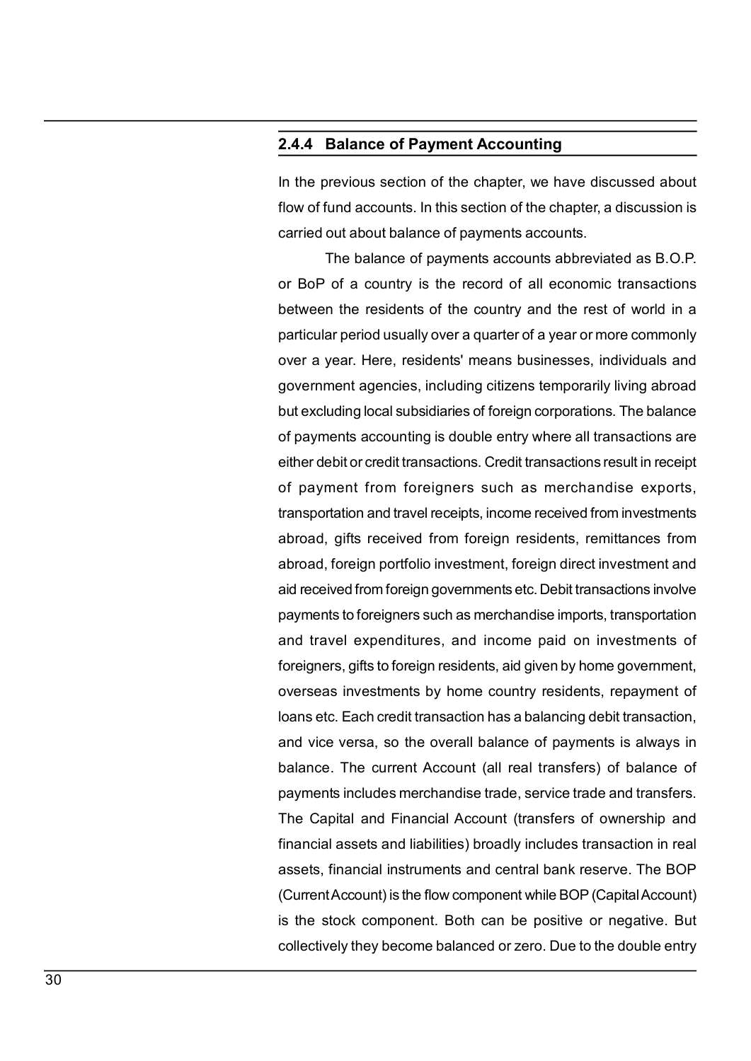### 2.4.4 Balance of Payment Accounting

In the previous section of the chapter, we have discussed about flow of fund accounts. In this section of the chapter, a discussion is carried out about balance of payments accounts.

The balance of payments accounts abbreviated as B.O.P. or BoP of a country is the record of all economic transactions between the residents of the country and the rest of world in a particular period usually over a quarter of a year or more commonly over a year. Here, residents' means businesses, individuals and government agencies, including citizens temporarily living abroad but excluding local subsidiaries of foreign corporations. The balance of payments accounting is double entry where all transactions are either debit or credit transactions. Credit transactions result in receipt of payment from foreigners such as merchandise exports, transportation and travel receipts, income received from investments abroad, gifts received from foreign residents, remittances from abroad, foreign portfolio investment, foreign direct investment and aid received from foreign governments etc. Debit transactions involve payments to foreigners such as merchandise imports, transportation and travel expenditures, and income paid on investments of foreigners, gifts to foreign residents, aid given by home government, overseas investments by home country residents, repayment of loans etc. Each credit transaction has a balancing debit transaction, and vice versa, so the overall balance of payments is always in balance. The current Account (all real transfers) of balance of payments includes merchandise trade, service trade and transfers. The Capital and Financial Account (transfers of ownership and financial assets and liabilities) broadly includes transaction in real assets, financial instruments and central bank reserve. The BOP (Current Account) is the flow component while BOP (Capital Account) is the stock component. Both can be positive or negative. But collectively they become balanced or zero. Due to the double entry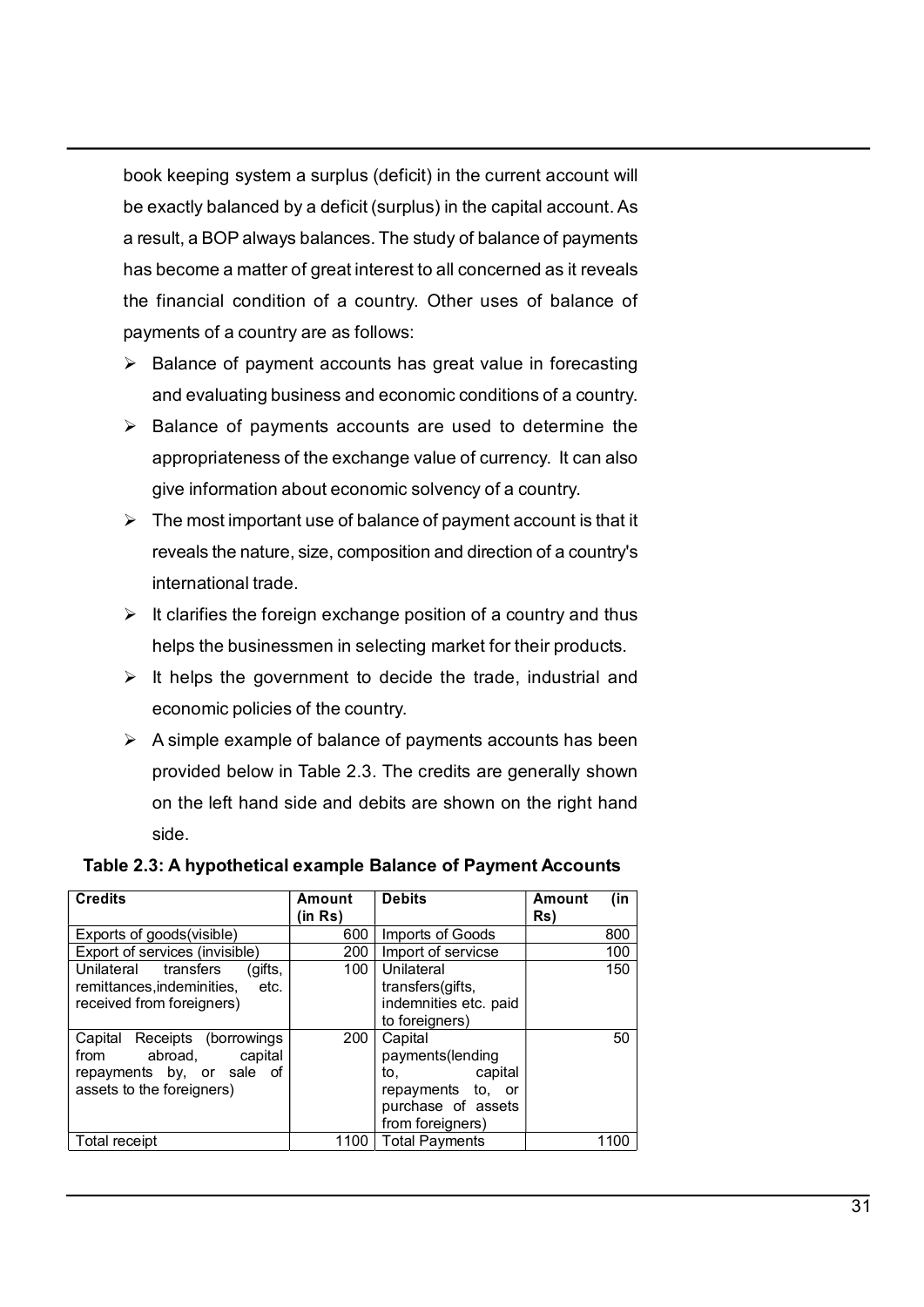book keeping system a surplus (deficit) in the current account will be exactly balanced by a deficit (surplus) in the capital account. As a result, a BOP always balances. The study of balance of payments has become a matter of great interest to all concerned as it reveals the financial condition of a country. Other uses of balance of payments of a country are as follows:

- Balance of payment accounts has great value in forecasting and evaluating business and economic conditions of a country.
- Balance of payments accounts are used to determine the appropriateness of the exchange value of currency. It can also give information about economic solvency of a country.
- The most important use of balance of payment account is that it reveals the nature, size, composition and direction of a country's international trade.
- It clarifies the foreign exchange position of a country and thus helps the businessmen in selecting market for their products.
- It helps the government to decide the trade, industrial and economic policies of the country.
- A simple example of balance of payments accounts has been provided below in Table 2.3. The credits are generally shown on the left hand side and debits are shown on the right hand side.

**Table 2.3: A hypothetical example Balance of Payment Accounts**

| Credits | Amount (in Rs) | Debits | Amount (in Rs) |
|---|---|---|---|
| Exports of goods(visible) | 600 | Imports of Goods | 800 |
| Export of services (invisible) | 200 | Import of servicse | 100 |
| Unilateral transfers (gifts, remittances,indeminities, etc. received from foreigners) | 100 | Unilateral transfers(gifts, indemnities etc. paid to foreigners) | 150 |
| Capital Receipts (borrowings from abroad, capital repayments by, or sale of assets to the foreigners) | 200 | Capital payments(lending to, capital repayments to, or purchase of assets from foreigners) | 50 |
| Total receipt | 1100 | Total Payments | 1100 |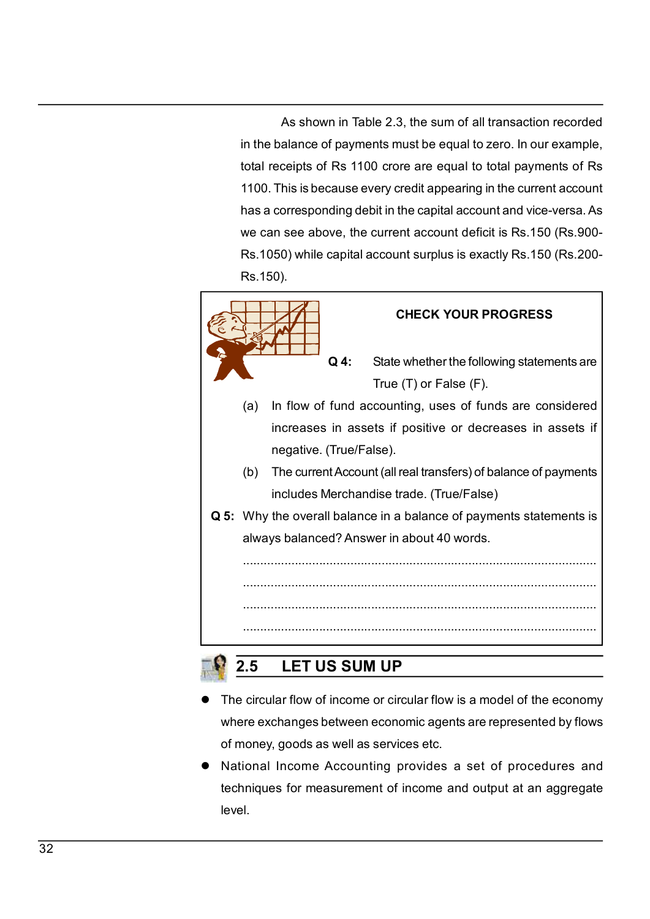As shown in Table 2.3, the sum of all transaction recorded in the balance of payments must be equal to zero. In our example, total receipts of Rs 1100 crore are equal to total payments of Rs 1100. This is because every credit appearing in the current account has a corresponding debit in the capital account and vice-versa. As we can see above, the current account deficit is Rs.150 (Rs.900-Rs.1050) while capital account surplus is exactly Rs.150 (Rs.200-Rs.150).

**CHECK YOUR PROGRESS**

**Q 4:** State whether the following statements are True (T) or False (F).

(a) In flow of fund accounting, uses of funds are considered increases in assets if positive or decreases in assets if negative. (True/False).

(b) The current Account (all real transfers) of balance of payments includes Merchandise trade. (True/False)

**Q 5:** Why the overall balance in a balance of payments statements is always balanced? Answer in about 40 words.

.......................................................................................................

.......................................................................................................

.......................................................................................................

.......................................................................................................

## 2.5 LET US SUM UP

- The circular flow of income or circular flow is a model of the economy where exchanges between economic agents are represented by flows of money, goods as well as services etc.
- National Income Accounting provides a set of procedures and techniques for measurement of income and output at an aggregate level.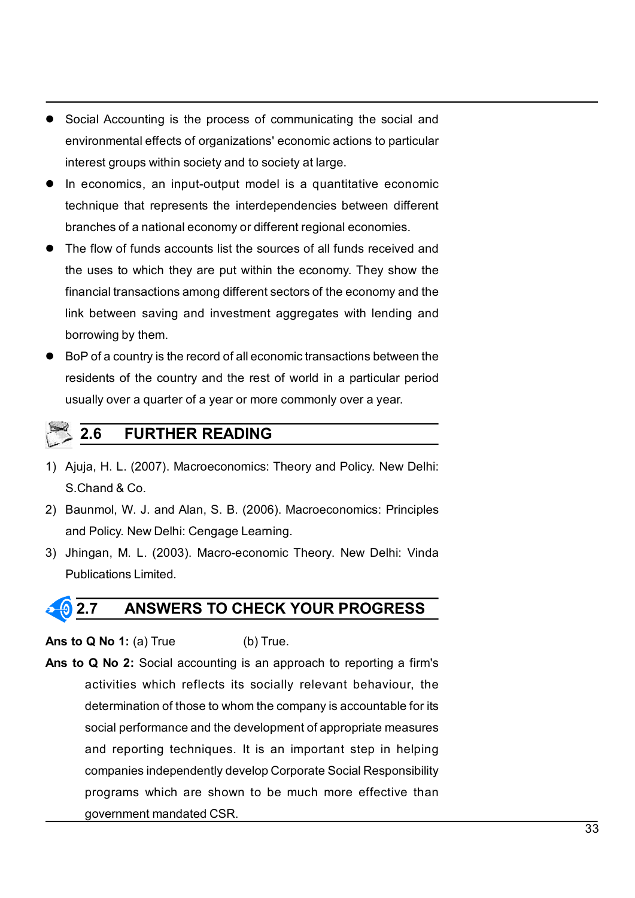- Social Accounting is the process of communicating the social and environmental effects of organizations' economic actions to particular interest groups within society and to society at large.
- In economics, an input-output model is a quantitative economic technique that represents the interdependencies between different branches of a national economy or different regional economies.
- The flow of funds accounts list the sources of all funds received and the uses to which they are put within the economy. They show the financial transactions among different sectors of the economy and the link between saving and investment aggregates with lending and borrowing by them.
- BoP of a country is the record of all economic transactions between the residents of the country and the rest of world in a particular period usually over a quarter of a year or more commonly over a year.

## 2.6 FURTHER READING

1) Ajuja, H. L. (2007). Macroeconomics: Theory and Policy. New Delhi: S.Chand & Co.
2) Baunmol, W. J. and Alan, S. B. (2006). Macroeconomics: Principles and Policy. New Delhi: Cengage Learning.
3) Jhingan, M. L. (2003). Macro-economic Theory. New Delhi: Vinda Publications Limited.

## 2.7 ANSWERS TO CHECK YOUR PROGRESS

**Ans to Q No 1:** (a) True (b) True.

**Ans to Q No 2:** Social accounting is an approach to reporting a firm's activities which reflects its socially relevant behaviour, the determination of those to whom the company is accountable for its social performance and the development of appropriate measures and reporting techniques. It is an important step in helping companies independently develop Corporate Social Responsibility programs which are shown to be much more effective than government mandated CSR.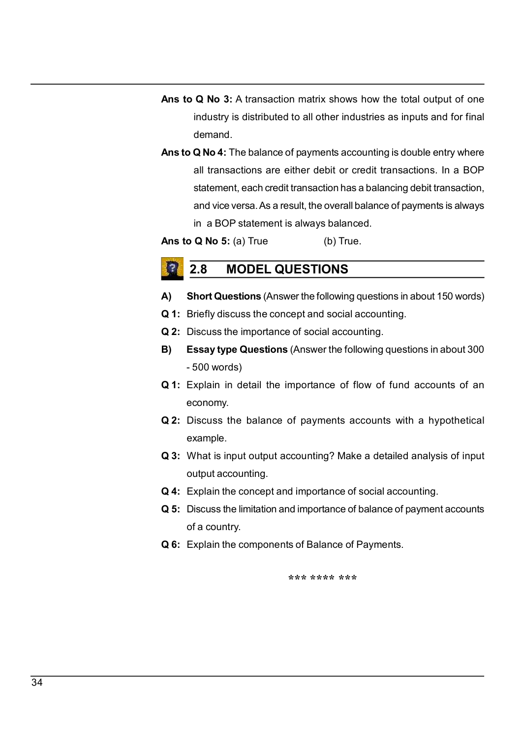**Ans to Q No 3:** A transaction matrix shows how the total output of one industry is distributed to all other industries as inputs and for final demand.

**Ans to Q No 4:** The balance of payments accounting is double entry where all transactions are either debit or credit transactions. In a BOP statement, each credit transaction has a balancing debit transaction, and vice versa. As a result, the overall balance of payments is always in a BOP statement is always balanced.

**Ans to Q No 5:** (a) True (b) True.

## 2.8 MODEL QUESTIONS

**A) Short Questions** (Answer the following questions in about 150 words)

**Q 1:** Briefly discuss the concept and social accounting.

**Q 2:** Discuss the importance of social accounting.

**B) Essay type Questions** (Answer the following questions in about 300 - 500 words)

**Q 1:** Explain in detail the importance of flow of fund accounts of an economy.

**Q 2:** Discuss the balance of payments accounts with a hypothetical example.

**Q 3:** What is input output accounting? Make a detailed analysis of input output accounting.

**Q 4:** Explain the concept and importance of social accounting.

**Q 5:** Discuss the limitation and importance of balance of payment accounts of a country.

**Q 6:** Explain the components of Balance of Payments.

*** **** ***